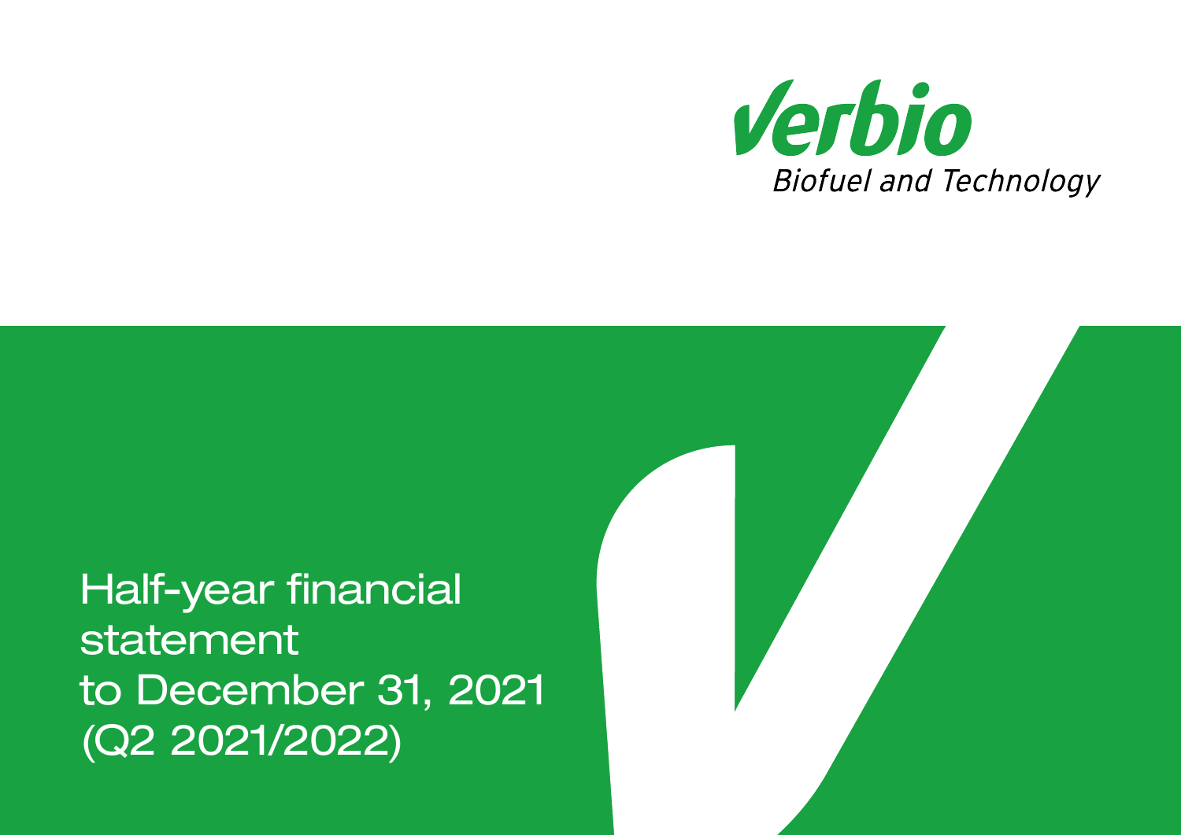Verbio

Biofuel and Technology

# Half-year financial statement to December 31, 2021 (Q2 2021/2022)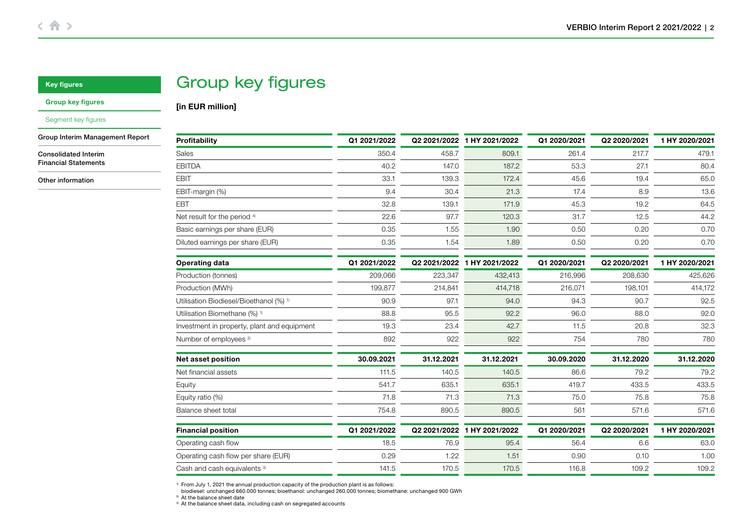# Group key figures

**[in EUR million]**

| Profitability | Q1 2021/2022 | Q2 2021/2022 | 1 HY 2021/2022 | Q1 2020/2021 | Q2 2020/2021 | 1 HY 2020/2021 |
|---|---|---|---|---|---|---|
| Sales | 350.4 | 458.7 | 809.1 | 261.4 | 217.7 | 479.1 |
| EBITDA | 40.2 | 147.0 | 187.2 | 53.3 | 27.1 | 80.4 |
| EBIT | 33.1 | 139.3 | 172.4 | 45.6 | 19.4 | 65.0 |
| EBIT-margin (%) | 9.4 | 30.4 | 21.3 | 17.4 | 8.9 | 13.6 |
| EBT | 32.8 | 139.1 | 171.9 | 45.3 | 19.2 | 64.5 |
| Net result for the period [4] | 22.6 | 97.7 | 120.3 | 31.7 | 12.5 | 44.2 |
| Basic earnings per share (EUR) | 0.35 | 1.55 | 1.90 | 0.50 | 0.20 | 0.70 |
| Diluted earnings per share (EUR) | 0.35 | 1.54 | 1.89 | 0.50 | 0.20 | 0.70 |

| Operating data | Q1 2021/2022 | Q2 2021/2022 | 1 HY 2021/2022 | Q1 2020/2021 | Q2 2020/2021 | 1 HY 2020/2021 |
|---|---|---|---|---|---|---|
| Production (tonnes) | 209,066 | 223,347 | 432,413 | 216,996 | 208,630 | 425,626 |
| Production (MWh) | 199,877 | 214,841 | 414,718 | 216,071 | 198,101 | 414,172 |
| Utilisation Biodiesel/Bioethanol (%) [1] | 90.9 | 97.1 | 94.0 | 94.3 | 90.7 | 92.5 |
| Utilisation Biomethane (%) [1] | 88.8 | 95.5 | 92.2 | 96.0 | 88.0 | 92.0 |
| Investment in property, plant and equipment | 19.3 | 23.4 | 42.7 | 11.5 | 20.8 | 32.3 |
| Number of employees [2] | 892 | 922 | 922 | 754 | 780 | 780 |

| Net asset position | 30.09.2021 | 31.12.2021 | 31.12.2021 | 30.09.2020 | 31.12.2020 | 31.12.2020 |
|---|---|---|---|---|---|---|
| Net financial assets | 111.5 | 140.5 | 140.5 | 86.6 | 79.2 | 79.2 |
| Equity | 541.7 | 635.1 | 635.1 | 419.7 | 433.5 | 433.5 |
| Equity ratio (%) | 71.8 | 71.3 | 71.3 | 75.0 | 75.8 | 75.8 |
| Balance sheet total | 754.8 | 890.5 | 890.5 | 561 | 571.6 | 571.6 |

| Financial position | Q1 2021/2022 | Q2 2021/2022 | 1 HY 2021/2022 | Q1 2020/2021 | Q2 2020/2021 | 1 HY 2020/2021 |
|---|---|---|---|---|---|---|
| Operating cash flow | 18.5 | 76.9 | 95.4 | 56.4 | 6.6 | 63.0 |
| Operating cash flow per share (EUR) | 0.29 | 1.22 | 1.51 | 0.90 | 0.10 | 1.00 |
| Cash and cash equivalents [3] | 141.5 | 170.5 | 170.5 | 116.8 | 109.2 | 109.2 |

[1] From July 1, 2021 the annual production capacity of the production plant is as follows: biodiesel: unchanged 660.000 tonnes; bioethanol: unchanged 260.000 tonnes; biomethane: unchanged 900 GWh
[2] At the balance sheet date
[3] At the balance sheet data, including cash on segregated accounts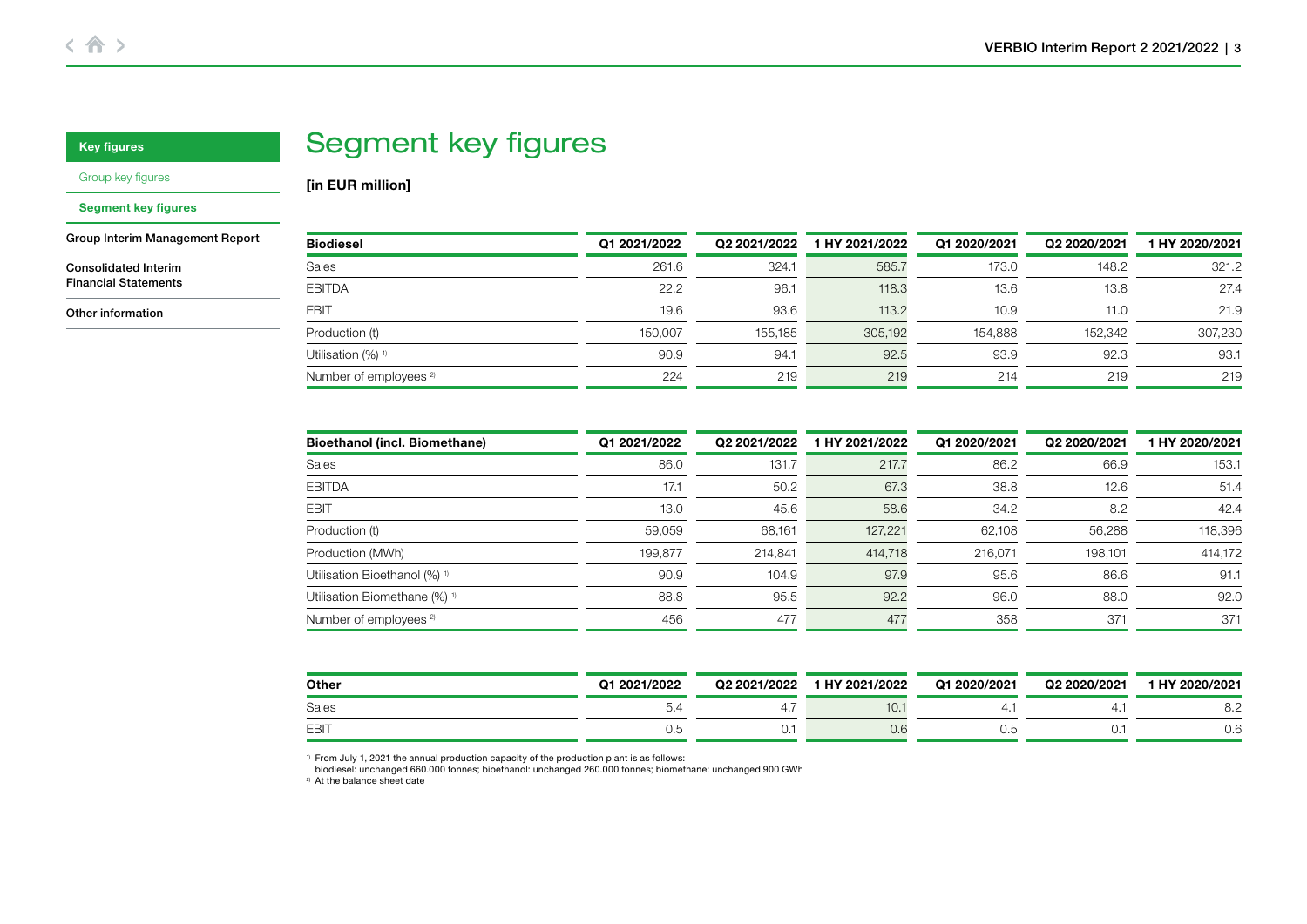# Segment key figures

**[in EUR million]**

| Biodiesel | Q1 2021/2022 | Q2 2021/2022 | 1 HY 2021/2022 | Q1 2020/2021 | Q2 2020/2021 | 1 HY 2020/2021 |
|---|---|---|---|---|---|---|
| Sales | 261.6 | 324.1 | 585.7 | 173.0 | 148.2 | 321.2 |
| EBITDA | 22.2 | 96.1 | 118.3 | 13.6 | 13.8 | 27.4 |
| EBIT | 19.6 | 93.6 | 113.2 | 10.9 | 11.0 | 21.9 |
| Production (t) | 150,007 | 155,185 | 305,192 | 154,888 | 152,342 | 307,230 |
| Utilisation (%) [1] | 90.9 | 94.1 | 92.5 | 93.9 | 92.3 | 93.1 |
| Number of employees [2] | 224 | 219 | 219 | 214 | 219 | 219 |

| Bioethanol (incl. Biomethane) | Q1 2021/2022 | Q2 2021/2022 | 1 HY 2021/2022 | Q1 2020/2021 | Q2 2020/2021 | 1 HY 2020/2021 |
|---|---|---|---|---|---|---|
| Sales | 86.0 | 131.7 | 217.7 | 86.2 | 66.9 | 153.1 |
| EBITDA | 17.1 | 50.2 | 67.3 | 38.8 | 12.6 | 51.4 |
| EBIT | 13.0 | 45.6 | 58.6 | 34.2 | 8.2 | 42.4 |
| Production (t) | 59,059 | 68,161 | 127,221 | 62,108 | 56,288 | 118,396 |
| Production (MWh) | 199,877 | 214,841 | 414,718 | 216,071 | 198,101 | 414,172 |
| Utilisation Bioethanol (%) [1] | 90.9 | 104.9 | 97.9 | 95.6 | 86.6 | 91.1 |
| Utilisation Biomethane (%) [1] | 88.8 | 95.5 | 92.2 | 96.0 | 88.0 | 92.0 |
| Number of employees [2] | 456 | 477 | 477 | 358 | 371 | 371 |

| Other | Q1 2021/2022 | Q2 2021/2022 | 1 HY 2021/2022 | Q1 2020/2021 | Q2 2020/2021 | 1 HY 2020/2021 |
|---|---|---|---|---|---|---|
| Sales | 5.4 | 4.7 | 10.1 | 4.1 | 4.1 | 8.2 |
| EBIT | 0.5 | 0.1 | 0.6 | 0.5 | 0.1 | 0.6 |

[1] From July 1, 2021 the annual production capacity of the production plant is as follows:
biodiesel: unchanged 660.000 tonnes; bioethanol: unchanged 260.000 tonnes; biomethane: unchanged 900 GWh

[2] At the balance sheet date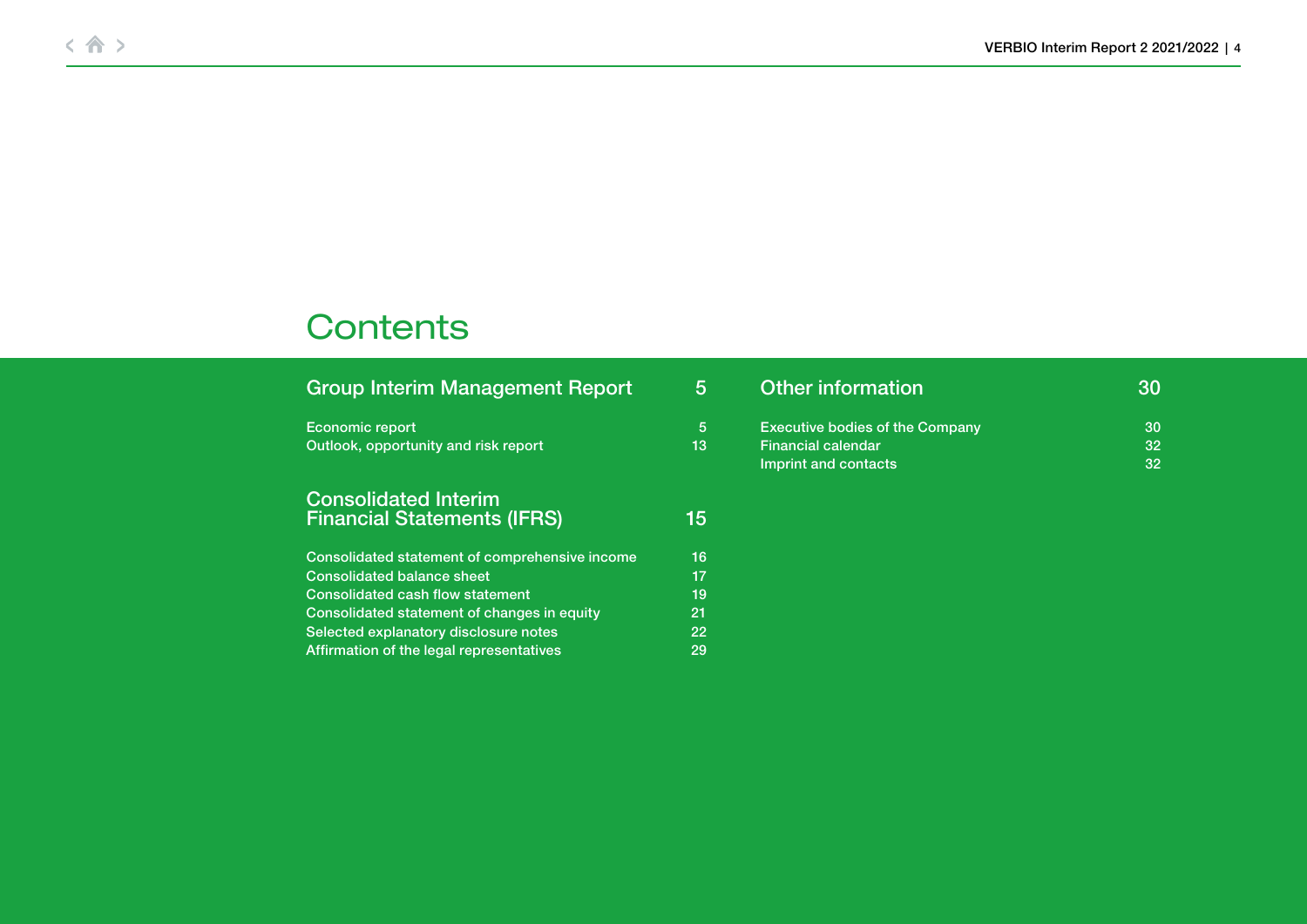# Contents

## Group Interim Management Report — 5

| | |
|---|---|
| Economic report | 5 |
| Outlook, opportunity and risk report | 13 |

## Consolidated Interim Financial Statements (IFRS) — 15

| | |
|---|---|
| Consolidated statement of comprehensive income | 16 |
| Consolidated balance sheet | 17 |
| Consolidated cash flow statement | 19 |
| Consolidated statement of changes in equity | 21 |
| Selected explanatory disclosure notes | 22 |
| Affirmation of the legal representatives | 29 |

## Other information — 30

| | |
|---|---|
| Executive bodies of the Company | 30 |
| Financial calendar | 32 |
| Imprint and contacts | 32 |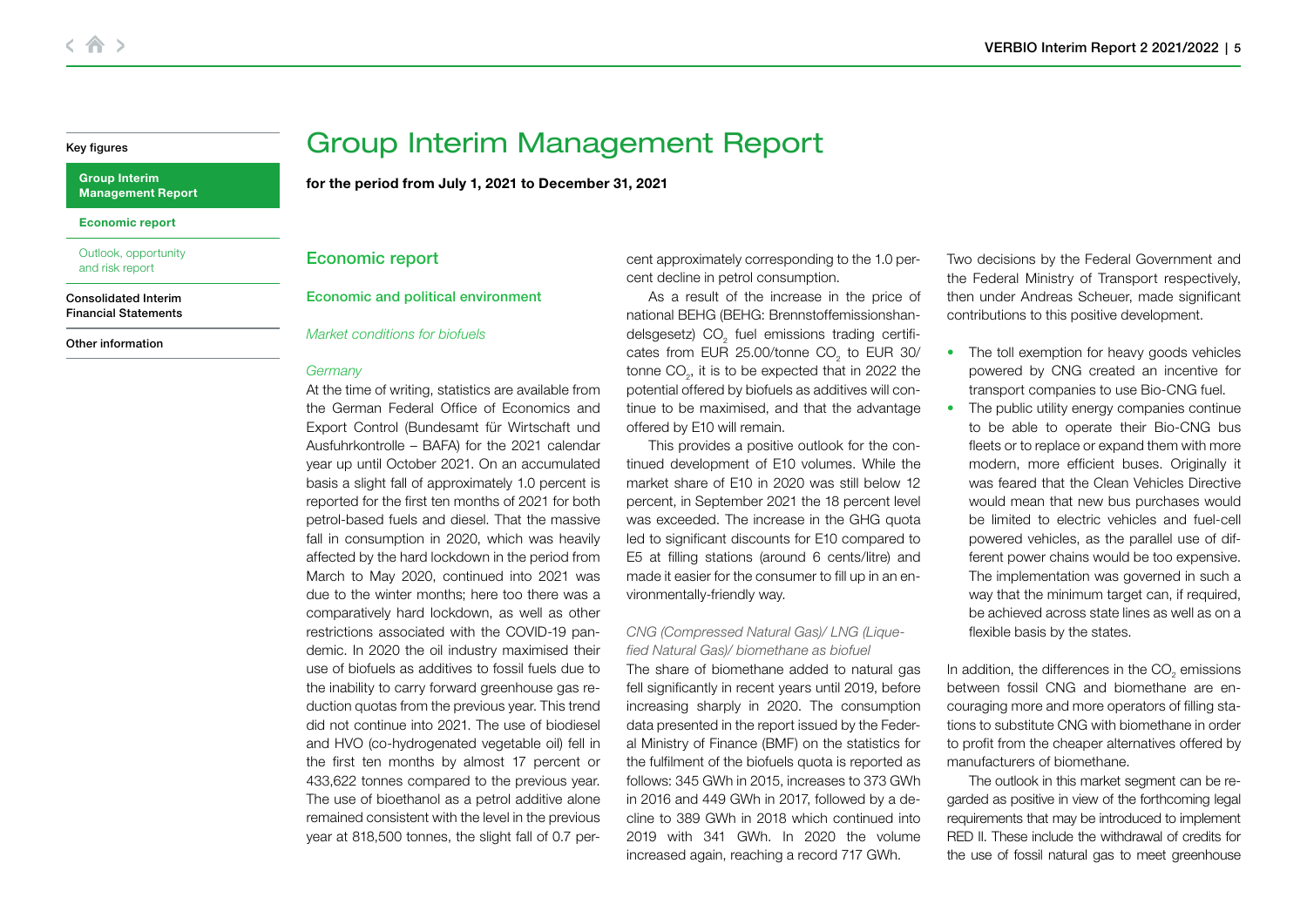# Group Interim Management Report

**for the period from July 1, 2021 to December 31, 2021**

## Economic report

### Economic and political environment

*Market conditions for biofuels*

*Germany*

At the time of writing, statistics are available from the German Federal Office of Economics and Export Control (Bundesamt für Wirtschaft und Ausfuhrkontrolle – BAFA) for the 2021 calendar year up until October 2021. On an accumulated basis a slight fall of approximately 1.0 percent is reported for the first ten months of 2021 for both petrol-based fuels and diesel. That the massive fall in consumption in 2020, which was heavily affected by the hard lockdown in the period from March to May 2020, continued into 2021 was due to the winter months; here too there was a comparatively hard lockdown, as well as other restrictions associated with the COVID-19 pandemic. In 2020 the oil industry maximised their use of biofuels as additives to fossil fuels due to the inability to carry forward greenhouse gas reduction quotas from the previous year. This trend did not continue into 2021. The use of biodiesel and HVO (co-hydrogenated vegetable oil) fell in the first ten months by almost 17 percent or 433,622 tonnes compared to the previous year. The use of bioethanol as a petrol additive alone remained consistent with the level in the previous year at 818,500 tonnes, the slight fall of 0.7 percent approximately corresponding to the 1.0 percent decline in petrol consumption.

As a result of the increase in the price of national BEHG (BEHG: Brennstoffemissionshandelsgesetz) $CO_2$ fuel emissions trading certificates from EUR 25.00/tonne $CO_2$ to EUR 30/tonne $CO_2$, it is to be expected that in 2022 the potential offered by biofuels as additives will continue to be maximised, and that the advantage offered by E10 will remain.

This provides a positive outlook for the continued development of E10 volumes. While the market share of E10 in 2020 was still below 12 percent, in September 2021 the 18 percent level was exceeded. The increase in the GHG quota led to significant discounts for E10 compared to E5 at filling stations (around 6 cents/litre) and made it easier for the consumer to fill up in an environmentally-friendly way.

*CNG (Compressed Natural Gas)/ LNG (Liquefied Natural Gas)/ biomethane as biofuel*

The share of biomethane added to natural gas fell significantly in recent years until 2019, before increasing sharply in 2020. The consumption data presented in the report issued by the Federal Ministry of Finance (BMF) on the statistics for the fulfilment of the biofuels quota is reported as follows: 345 GWh in 2015, increases to 373 GWh in 2016 and 449 GWh in 2017, followed by a decline to 389 GWh in 2018 which continued into 2019 with 341 GWh. In 2020 the volume increased again, reaching a record 717 GWh.

Two decisions by the Federal Government and the Federal Ministry of Transport respectively, then under Andreas Scheuer, made significant contributions to this positive development.

- The toll exemption for heavy goods vehicles powered by CNG created an incentive for transport companies to use Bio-CNG fuel.
- The public utility energy companies continue to be able to operate their Bio-CNG bus fleets or to replace or expand them with more modern, more efficient buses. Originally it was feared that the Clean Vehicles Directive would mean that new bus purchases would be limited to electric vehicles and fuel-cell powered vehicles, as the parallel use of different power chains would be too expensive. The implementation was governed in such a way that the minimum target can, if required, be achieved across state lines as well as on a flexible basis by the states.

In addition, the differences in the $CO_2$ emissions between fossil CNG and biomethane are encouraging more and more operators of filling stations to substitute CNG with biomethane in order to profit from the cheaper alternatives offered by manufacturers of biomethane.

The outlook in this market segment can be regarded as positive in view of the forthcoming legal requirements that may be introduced to implement RED II. These include the withdrawal of credits for the use of fossil natural gas to meet greenhouse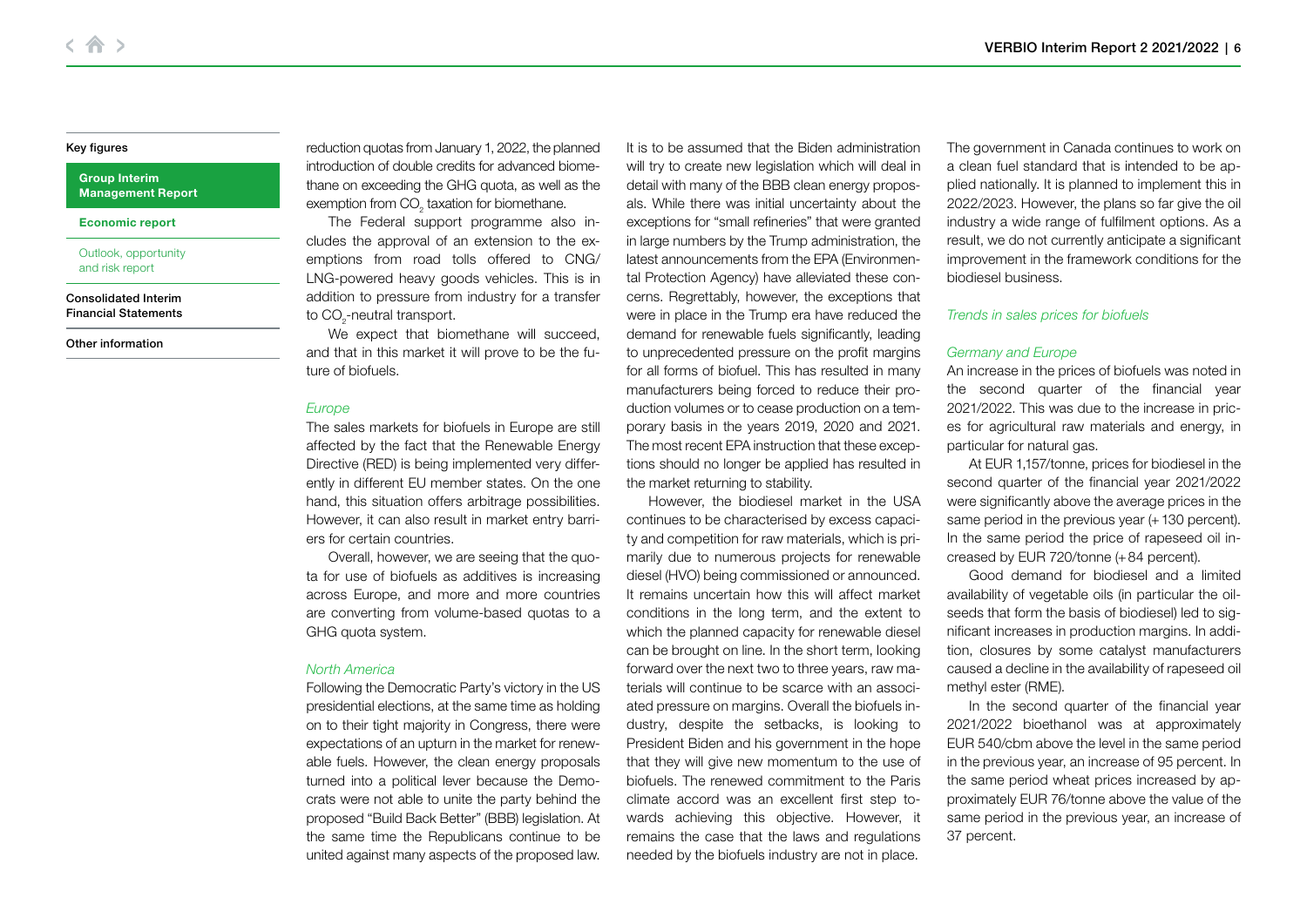reduction quotas from January 1, 2022, the planned introduction of double credits for advanced biomethane on exceeding the GHG quota, as well as the exemption from $CO_2$ taxation for biomethane.

The Federal support programme also includes the approval of an extension to the exemptions from road tolls offered to CNG/LNG-powered heavy goods vehicles. This is in addition to pressure from industry for a transfer to $CO_2$-neutral transport.

We expect that biomethane will succeed, and that in this market it will prove to be the future of biofuels.

*Europe*

The sales markets for biofuels in Europe are still affected by the fact that the Renewable Energy Directive (RED) is being implemented very differently in different EU member states. On the one hand, this situation offers arbitrage possibilities. However, it can also result in market entry barriers for certain countries.

Overall, however, we are seeing that the quota for use of biofuels as additives is increasing across Europe, and more and more countries are converting from volume-based quotas to a GHG quota system.

*North America*

Following the Democratic Party's victory in the US presidential elections, at the same time as holding on to their tight majority in Congress, there were expectations of an upturn in the market for renewable fuels. However, the clean energy proposals turned into a political lever because the Democrats were not able to unite the party behind the proposed "Build Back Better" (BBB) legislation. At the same time the Republicans continue to be united against many aspects of the proposed law. It is to be assumed that the Biden administration will try to create new legislation which will deal in detail with many of the BBB clean energy proposals. While there was initial uncertainty about the exceptions for "small refineries" that were granted in large numbers by the Trump administration, the latest announcements from the EPA (Environmental Protection Agency) have alleviated these concerns. Regrettably, however, the exceptions that were in place in the Trump era have reduced the demand for renewable fuels significantly, leading to unprecedented pressure on the profit margins for all forms of biofuel. This has resulted in many manufacturers being forced to reduce their production volumes or to cease production on a temporary basis in the years 2019, 2020 and 2021. The most recent EPA instruction that these exceptions should no longer be applied has resulted in the market returning to stability.

However, the biodiesel market in the USA continues to be characterised by excess capacity and competition for raw materials, which is primarily due to numerous projects for renewable diesel (HVO) being commissioned or announced. It remains uncertain how this will affect market conditions in the long term, and the extent to which the planned capacity for renewable diesel can be brought on line. In the short term, looking forward over the next two to three years, raw materials will continue to be scarce with an associated pressure on margins. Overall the biofuels industry, despite the setbacks, is looking to President Biden and his government in the hope that they will give new momentum to the use of biofuels. The renewed commitment to the Paris climate accord was an excellent first step towards achieving this objective. However, it remains the case that the laws and regulations needed by the biofuels industry are not in place.

The government in Canada continues to work on a clean fuel standard that is intended to be applied nationally. It is planned to implement this in 2022/2023. However, the plans so far give the oil industry a wide range of fulfilment options. As a result, we do not currently anticipate a significant improvement in the framework conditions for the biodiesel business.

*Trends in sales prices for biofuels*

*Germany and Europe*

An increase in the prices of biofuels was noted in the second quarter of the financial year 2021/2022. This was due to the increase in prices for agricultural raw materials and energy, in particular for natural gas.

At EUR 1,157/tonne, prices for biodiesel in the second quarter of the financial year 2021/2022 were significantly above the average prices in the same period in the previous year (+ 130 percent). In the same period the price of rapeseed oil increased by EUR 720/tonne (+ 84 percent).

Good demand for biodiesel and a limited availability of vegetable oils (in particular the oilseeds that form the basis of biodiesel) led to significant increases in production margins. In addition, closures by some catalyst manufacturers caused a decline in the availability of rapeseed oil methyl ester (RME).

In the second quarter of the financial year 2021/2022 bioethanol was at approximately EUR 540/cbm above the level in the same period in the previous year, an increase of 95 percent. In the same period wheat prices increased by approximately EUR 76/tonne above the value of the same period in the previous year, an increase of 37 percent.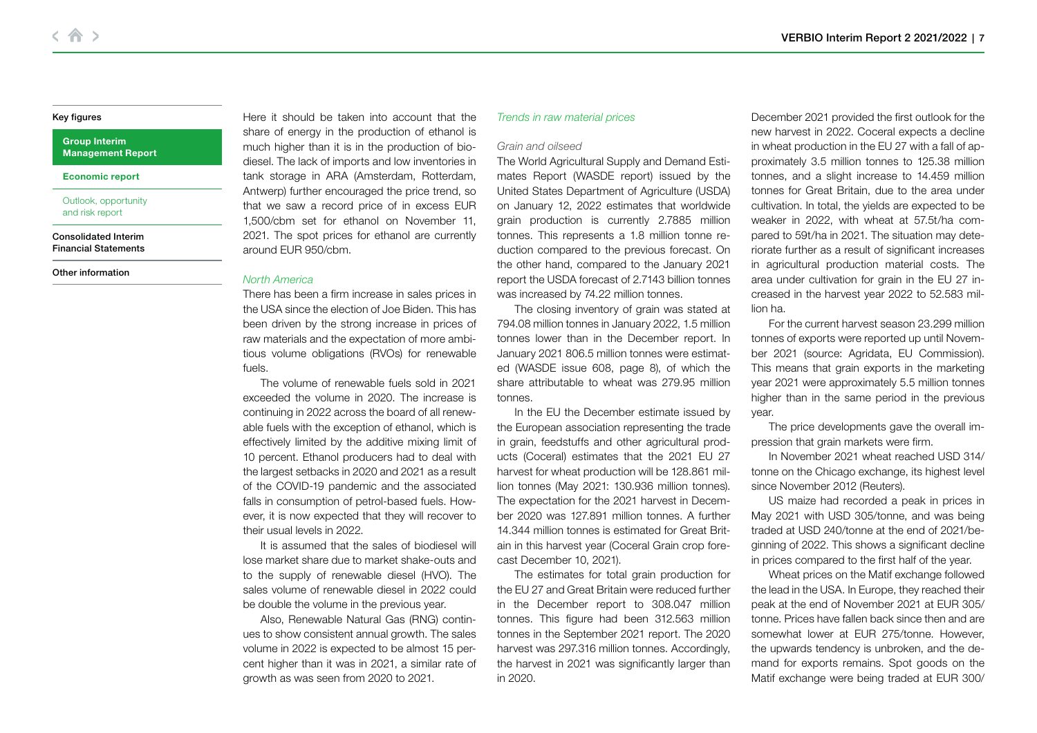Here it should be taken into account that the share of energy in the production of ethanol is much higher than it is in the production of biodiesel. The lack of imports and low inventories in tank storage in ARA (Amsterdam, Rotterdam, Antwerp) further encouraged the price trend, so that we saw a record price of in excess EUR 1,500/cbm set for ethanol on November 11, 2021. The spot prices for ethanol are currently around EUR 950/cbm.

*North America*

There has been a firm increase in sales prices in the USA since the election of Joe Biden. This has been driven by the strong increase in prices of raw materials and the expectation of more ambitious volume obligations (RVOs) for renewable fuels.

The volume of renewable fuels sold in 2021 exceeded the volume in 2020. The increase is continuing in 2022 across the board of all renewable fuels with the exception of ethanol, which is effectively limited by the additive mixing limit of 10 percent. Ethanol producers had to deal with the largest setbacks in 2020 and 2021 as a result of the COVID-19 pandemic and the associated falls in consumption of petrol-based fuels. However, it is now expected that they will recover to their usual levels in 2022.

It is assumed that the sales of biodiesel will lose market share due to market shake-outs and to the supply of renewable diesel (HVO). The sales volume of renewable diesel in 2022 could be double the volume in the previous year.

Also, Renewable Natural Gas (RNG) continues to show consistent annual growth. The sales volume in 2022 is expected to be almost 15 percent higher than it was in 2021, a similar rate of growth as was seen from 2020 to 2021.

*Trends in raw material prices*

*Grain and oilseed*

The World Agricultural Supply and Demand Estimates Report (WASDE report) issued by the United States Department of Agriculture (USDA) on January 12, 2022 estimates that worldwide grain production is currently 2.7885 million tonnes. This represents a 1.8 million tonne reduction compared to the previous forecast. On the other hand, compared to the January 2021 report the USDA forecast of 2.7143 billion tonnes was increased by 74.22 million tonnes.

The closing inventory of grain was stated at 794.08 million tonnes in January 2022, 1.5 million tonnes lower than in the December report. In January 2021 806.5 million tonnes were estimated (WASDE issue 608, page 8), of which the share attributable to wheat was 279.95 million tonnes.

In the EU the December estimate issued by the European association representing the trade in grain, feedstuffs and other agricultural products (Coceral) estimates that the 2021 EU 27 harvest for wheat production will be 128.861 million tonnes (May 2021: 130.936 million tonnes). The expectation for the 2021 harvest in December 2020 was 127.891 million tonnes. A further 14.344 million tonnes is estimated for Great Britain in this harvest year (Coceral Grain crop forecast December 10, 2021).

The estimates for total grain production for the EU 27 and Great Britain were reduced further in the December report to 308.047 million tonnes. This figure had been 312.563 million tonnes in the September 2021 report. The 2020 harvest was 297.316 million tonnes. Accordingly, the harvest in 2021 was significantly larger than in 2020.

December 2021 provided the first outlook for the new harvest in 2022. Coceral expects a decline in wheat production in the EU 27 with a fall of approximately 3.5 million tonnes to 125.38 million tonnes, and a slight increase to 14.459 million tonnes for Great Britain, due to the area under cultivation. In total, the yields are expected to be weaker in 2022, with wheat at 57.5t/ha compared to 59t/ha in 2021. The situation may deteriorate further as a result of significant increases in agricultural production material costs. The area under cultivation for grain in the EU 27 increased in the harvest year 2022 to 52.583 million ha.

For the current harvest season 23.299 million tonnes of exports were reported up until November 2021 (source: Agridata, EU Commission). This means that grain exports in the marketing year 2021 were approximately 5.5 million tonnes higher than in the same period in the previous year.

The price developments gave the overall impression that grain markets were firm.

In November 2021 wheat reached USD 314/tonne on the Chicago exchange, its highest level since November 2012 (Reuters).

US maize had recorded a peak in prices in May 2021 with USD 305/tonne, and was being traded at USD 240/tonne at the end of 2021/beginning of 2022. This shows a significant decline in prices compared to the first half of the year.

Wheat prices on the Matif exchange followed the lead in the USA. In Europe, they reached their peak at the end of November 2021 at EUR 305/tonne. Prices have fallen back since then and are somewhat lower at EUR 275/tonne. However, the upwards tendency is unbroken, and the demand for exports remains. Spot goods on the Matif exchange were being traded at EUR 300/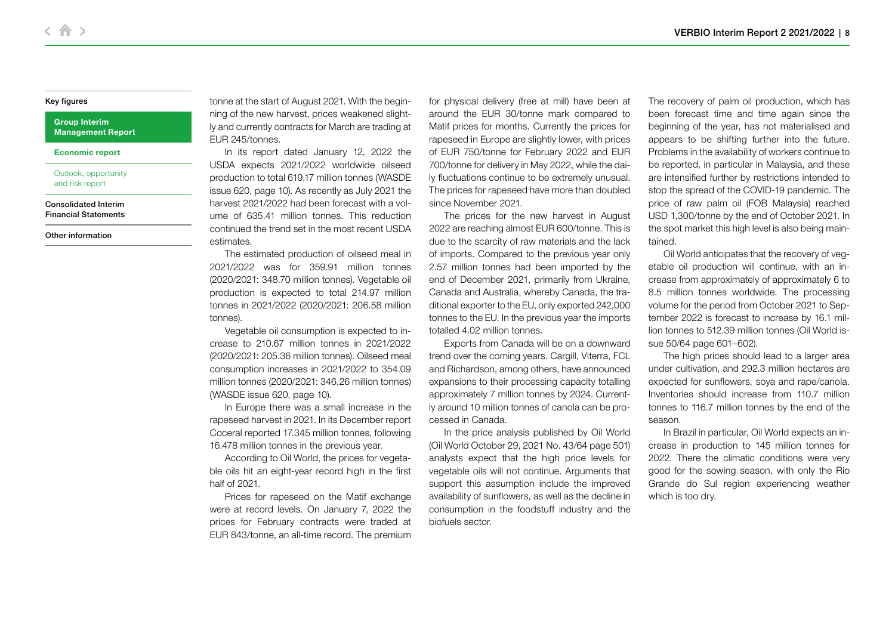tonne at the start of August 2021. With the beginning of the new harvest, prices weakened slightly and currently contracts for March are trading at EUR 245/tonnes.

In its report dated January 12, 2022 the USDA expects 2021/2022 worldwide oilseed production to total 619.17 million tonnes (WASDE issue 620, page 10). As recently as July 2021 the harvest 2021/2022 had been forecast with a volume of 635.41 million tonnes. This reduction continued the trend set in the most recent USDA estimates.

The estimated production of oilseed meal in 2021/2022 was for 359.91 million tonnes (2020/2021: 348.70 million tonnes). Vegetable oil production is expected to total 214.97 million tonnes in 2021/2022 (2020/2021: 206.58 million tonnes).

Vegetable oil consumption is expected to increase to 210.67 million tonnes in 2021/2022 (2020/2021: 205.36 million tonnes). Oilseed meal consumption increases in 2021/2022 to 354.09 million tonnes (2020/2021: 346.26 million tonnes) (WASDE issue 620, page 10).

In Europe there was a small increase in the rapeseed harvest in 2021. In its December report Coceral reported 17.345 million tonnes, following 16.478 million tonnes in the previous year.

According to Oil World, the prices for vegetable oils hit an eight-year record high in the first half of 2021.

Prices for rapeseed on the Matif exchange were at record levels. On January 7, 2022 the prices for February contracts were traded at EUR 843/tonne, an all-time record. The premium for physical delivery (free at mill) have been at around the EUR 30/tonne mark compared to Matif prices for months. Currently the prices for rapeseed in Europe are slightly lower, with prices of EUR 750/tonne for February 2022 and EUR 700/tonne for delivery in May 2022, while the daily fluctuations continue to be extremely unusual. The prices for rapeseed have more than doubled since November 2021.

The prices for the new harvest in August 2022 are reaching almost EUR 600/tonne. This is due to the scarcity of raw materials and the lack of imports. Compared to the previous year only 2.57 million tonnes had been imported by the end of December 2021, primarily from Ukraine, Canada and Australia, whereby Canada, the traditional exporter to the EU, only exported 242,000 tonnes to the EU. In the previous year the imports totalled 4.02 million tonnes.

Exports from Canada will be on a downward trend over the coming years. Cargill, Viterra, FCL and Richardson, among others, have announced expansions to their processing capacity totalling approximately 7 million tonnes by 2024. Currently around 10 million tonnes of canola can be processed in Canada.

In the price analysis published by Oil World (Oil World October 29, 2021 No. 43/64 page 501) analysts expect that the high price levels for vegetable oils will not continue. Arguments that support this assumption include the improved availability of sunflowers, as well as the decline in consumption in the foodstuff industry and the biofuels sector.

The recovery of palm oil production, which has been forecast time and time again since the beginning of the year, has not materialised and appears to be shifting further into the future. Problems in the availability of workers continue to be reported, in particular in Malaysia, and these are intensified further by restrictions intended to stop the spread of the COVID-19 pandemic. The price of raw palm oil (FOB Malaysia) reached USD 1,300/tonne by the end of October 2021. In the spot market this high level is also being maintained.

Oil World anticipates that the recovery of vegetable oil production will continue, with an increase from approximately of approximately 6 to 8.5 million tonnes worldwide. The processing volume for the period from October 2021 to September 2022 is forecast to increase by 16.1 million tonnes to 512.39 million tonnes (Oil World issue 50/64 page 601–602).

The high prices should lead to a larger area under cultivation, and 292.3 million hectares are expected for sunflowers, soya and rape/canola. Inventories should increase from 110.7 million tonnes to 116.7 million tonnes by the end of the season.

In Brazil in particular, Oil World expects an increase in production to 145 million tonnes for 2022. There the climatic conditions were very good for the sowing season, with only the Rio Grande do Sul region experiencing weather which is too dry.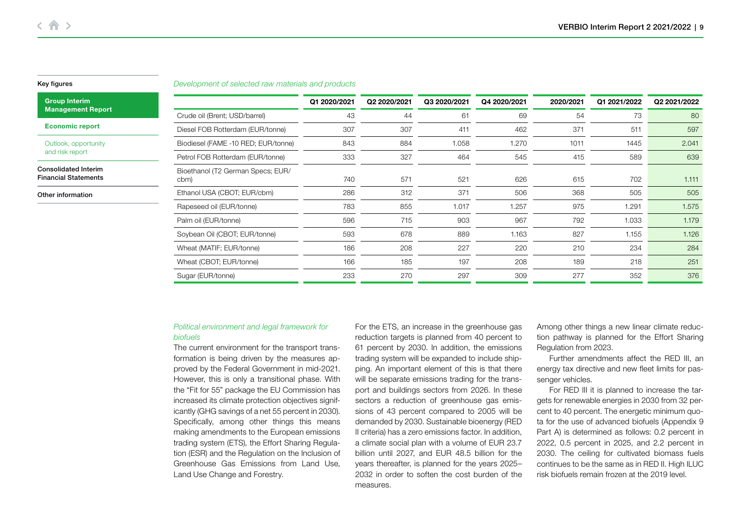*Development of selected raw materials and products*

| | Q1 2020/2021 | Q2 2020/2021 | Q3 2020/2021 | Q4 2020/2021 | 2020/2021 | Q1 2021/2022 | Q2 2021/2022 |
|---|---|---|---|---|---|---|---|
| Crude oil (Brent; USD/barrel) | 43 | 44 | 61 | 69 | 54 | 73 | 80 |
| Diesel FOB Rotterdam (EUR/tonne) | 307 | 307 | 411 | 462 | 371 | 511 | 597 |
| Biodiesel (FAME -10 RED; EUR/tonne) | 843 | 884 | 1.058 | 1.270 | 1011 | 1445 | 2.041 |
| Petrol FOB Rotterdam (EUR/tonne) | 333 | 327 | 464 | 545 | 415 | 589 | 639 |
| Bioethanol (T2 German Specs; EUR/cbm) | 740 | 571 | 521 | 626 | 615 | 702 | 1.111 |
| Ethanol USA (CBOT; EUR/cbm) | 286 | 312 | 371 | 506 | 368 | 505 | 505 |
| Rapeseed oil (EUR/tonne) | 783 | 855 | 1.017 | 1.257 | 975 | 1.291 | 1.575 |
| Palm oil (EUR/tonne) | 596 | 715 | 903 | 967 | 792 | 1.033 | 1.179 |
| Soybean Oil (CBOT; EUR/tonne) | 593 | 678 | 889 | 1.163 | 827 | 1.155 | 1.126 |
| Wheat (MATIF; EUR/tonne) | 186 | 208 | 227 | 220 | 210 | 234 | 284 |
| Wheat (CBOT; EUR/tonne) | 166 | 185 | 197 | 208 | 189 | 218 | 251 |
| Sugar (EUR/tonne) | 233 | 270 | 297 | 309 | 277 | 352 | 376 |

*Political environment and legal framework for biofuels*

The current environment for the transport transformation is being driven by the measures approved by the Federal Government in mid-2021. However, this is only a transitional phase. With the "Fit for 55" package the EU Commission has increased its climate protection objectives significantly (GHG savings of a net 55 percent in 2030). Specifically, among other things this means making amendments to the European emissions trading system (ETS), the Effort Sharing Regulation (ESR) and the Regulation on the Inclusion of Greenhouse Gas Emissions from Land Use, Land Use Change and Forestry.

For the ETS, an increase in the greenhouse gas reduction targets is planned from 40 percent to 61 percent by 2030. In addition, the emissions trading system will be expanded to include shipping. An important element of this is that there will be separate emissions trading for the transport and buildings sectors from 2026. In these sectors a reduction of greenhouse gas emissions of 43 percent compared to 2005 will be demanded by 2030. Sustainable bioenergy (RED II criteria) has a zero emissions factor. In addition, a climate social plan with a volume of EUR 23.7 billion until 2027, and EUR 48.5 billion for the years thereafter, is planned for the years 2025–2032 in order to soften the cost burden of the measures.

Among other things a new linear climate reduction pathway is planned for the Effort Sharing Regulation from 2023.

Further amendments affect the RED III, an energy tax directive and new fleet limits for passenger vehicles.

For RED III it is planned to increase the targets for renewable energies in 2030 from 32 percent to 40 percent. The energetic minimum quota for the use of advanced biofuels (Appendix 9 Part A) is determined as follows: 0.2 percent in 2022, 0.5 percent in 2025, and 2.2 percent in 2030. The ceiling for cultivated biomass fuels continues to be the same as in RED II. High ILUC risk biofuels remain frozen at the 2019 level.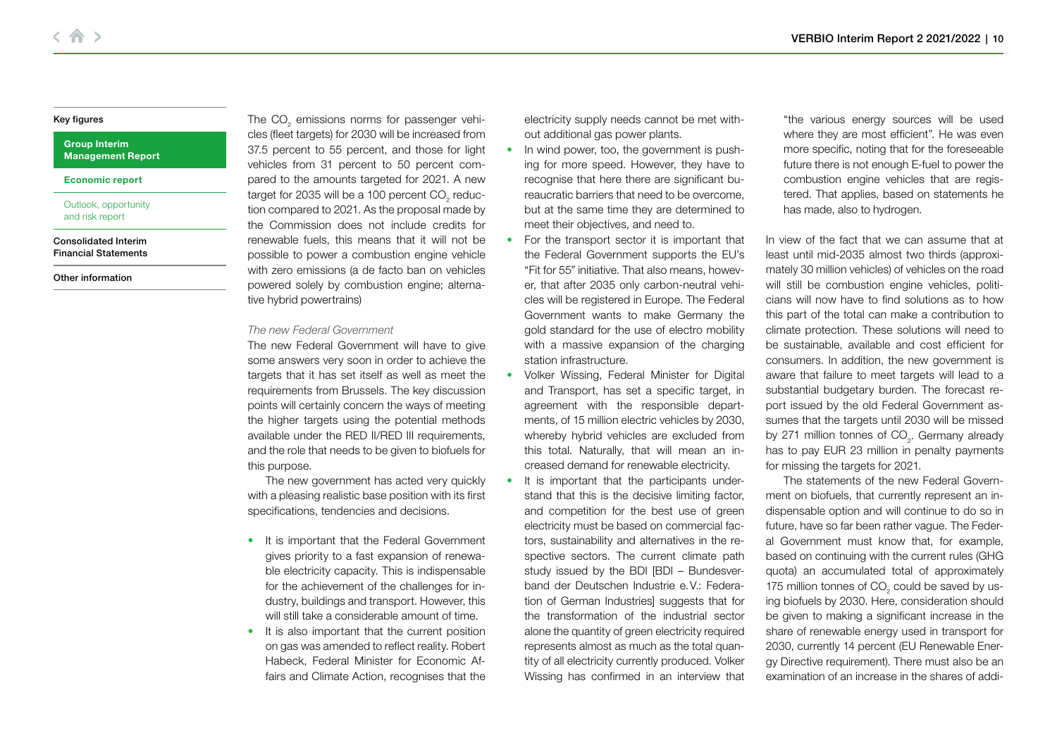The $CO_2$ emissions norms for passenger vehicles (fleet targets) for 2030 will be increased from 37.5 percent to 55 percent, and those for light vehicles from 31 percent to 50 percent compared to the amounts targeted for 2021. A new target for 2035 will be a 100 percent $CO_2$ reduction compared to 2021. As the proposal made by the Commission does not include credits for renewable fuels, this means that it will not be possible to power a combustion engine vehicle with zero emissions (a de facto ban on vehicles powered solely by combustion engine; alternative hybrid powertrains)

*The new Federal Government*

The new Federal Government will have to give some answers very soon in order to achieve the targets that it has set itself as well as meet the requirements from Brussels. The key discussion points will certainly concern the ways of meeting the higher targets using the potential methods available under the RED II/RED III requirements, and the role that needs to be given to biofuels for this purpose.

The new government has acted very quickly with a pleasing realistic base position with its first specifications, tendencies and decisions.

- It is important that the Federal Government gives priority to a fast expansion of renewable electricity capacity. This is indispensable for the achievement of the challenges for industry, buildings and transport. However, this will still take a considerable amount of time.
- It is also important that the current position on gas was amended to reflect reality. Robert Habeck, Federal Minister for Economic Affairs and Climate Action, recognises that the electricity supply needs cannot be met without additional gas power plants.
- In wind power, too, the government is pushing for more speed. However, they have to recognise that here there are significant bureaucratic barriers that need to be overcome, but at the same time they are determined to meet their objectives, and need to.
- For the transport sector it is important that the Federal Government supports the EU's "Fit for 55" initiative. That also means, however, that after 2035 only carbon-neutral vehicles will be registered in Europe. The Federal Government wants to make Germany the gold standard for the use of electro mobility with a massive expansion of the charging station infrastructure.
- Volker Wissing, Federal Minister for Digital and Transport, has set a specific target, in agreement with the responsible departments, of 15 million electric vehicles by 2030, whereby hybrid vehicles are excluded from this total. Naturally, that will mean an increased demand for renewable electricity.
- It is important that the participants understand that this is the decisive limiting factor, and competition for the best use of green electricity must be based on commercial factors, sustainability and alternatives in the respective sectors. The current climate path study issued by the BDI [BDI – Bundesverband der Deutschen Industrie e. V.: Federation of German Industries] suggests that for the transformation of the industrial sector alone the quantity of green electricity required represents almost as much as the total quantity of all electricity currently produced. Volker Wissing has confirmed in an interview that "the various energy sources will be used where they are most efficient". He was even more specific, noting that for the foreseeable future there is not enough E-fuel to power the combustion engine vehicles that are registered. That applies, based on statements he has made, also to hydrogen.

In view of the fact that we can assume that at least until mid-2035 almost two thirds (approximately 30 million vehicles) of vehicles on the road will still be combustion engine vehicles, politicians will now have to find solutions as to how this part of the total can make a contribution to climate protection. These solutions will need to be sustainable, available and cost efficient for consumers. In addition, the new government is aware that failure to meet targets will lead to a substantial budgetary burden. The forecast report issued by the old Federal Government assumes that the targets until 2030 will be missed by 271 million tonnes of $CO_2$. Germany already has to pay EUR 23 million in penalty payments for missing the targets for 2021.

The statements of the new Federal Government on biofuels, that currently represent an indispensable option and will continue to do so in future, have so far been rather vague. The Federal Government must know that, for example, based on continuing with the current rules (GHG quota) an accumulated total of approximately 175 million tonnes of $CO_2$ could be saved by using biofuels by 2030. Here, consideration should be given to making a significant increase in the share of renewable energy used in transport for 2030, currently 14 percent (EU Renewable Energy Directive requirement). There must also be an examination of an increase in the shares of addi-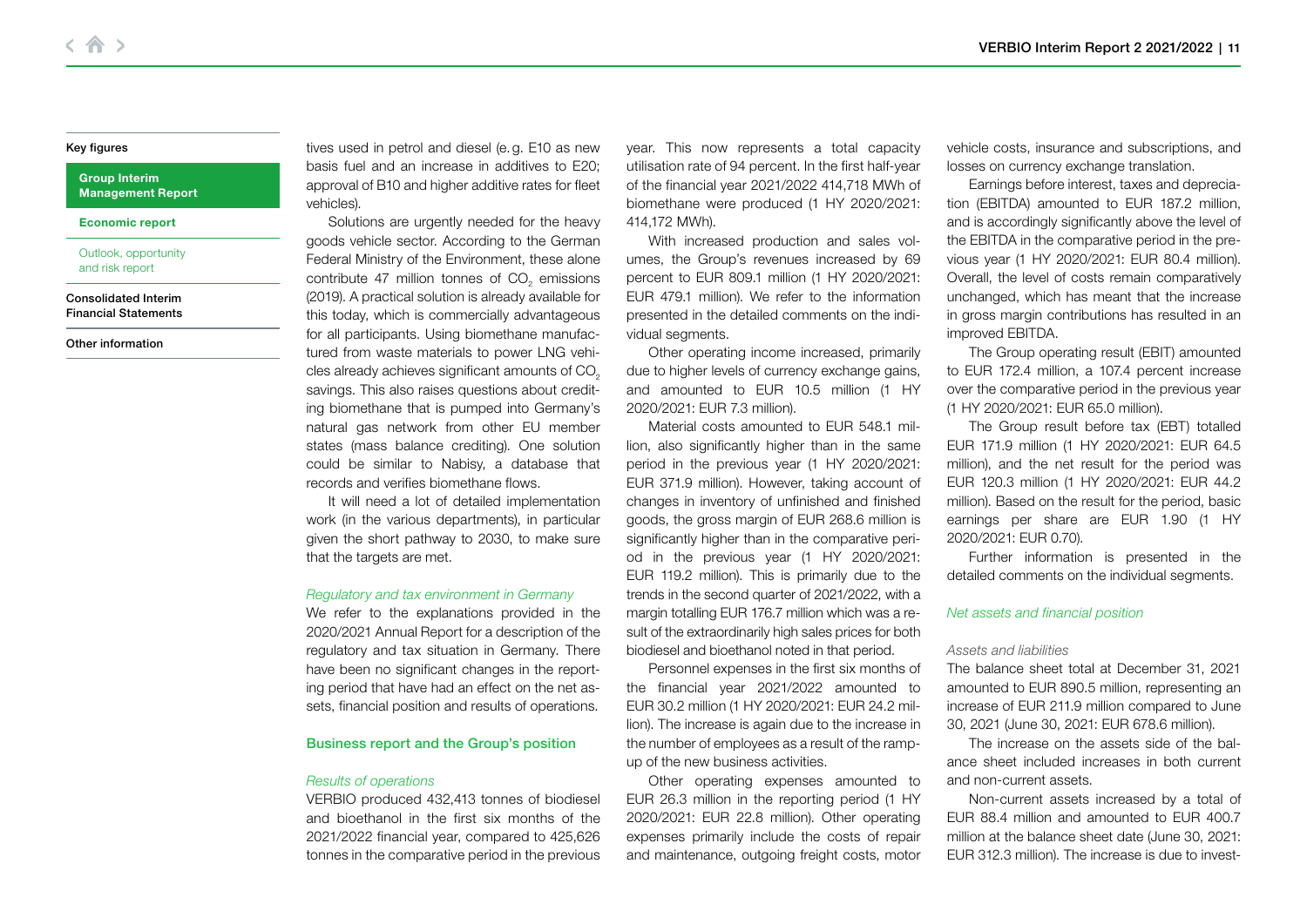tives used in petrol and diesel (e. g. E10 as new basis fuel and an increase in additives to E20; approval of B10 and higher additive rates for fleet vehicles).

Solutions are urgently needed for the heavy goods vehicle sector. According to the German Federal Ministry of the Environment, these alone contribute 47 million tonnes of $CO_2$ emissions (2019). A practical solution is already available for this today, which is commercially advantageous for all participants. Using biomethane manufactured from waste materials to power LNG vehicles already achieves significant amounts of $CO_2$ savings. This also raises questions about crediting biomethane that is pumped into Germany's natural gas network from other EU member states (mass balance crediting). One solution could be similar to Nabisy, a database that records and verifies biomethane flows.

It will need a lot of detailed implementation work (in the various departments), in particular given the short pathway to 2030, to make sure that the targets are met.

*Regulatory and tax environment in Germany*

We refer to the explanations provided in the 2020/2021 Annual Report for a description of the regulatory and tax situation in Germany. There have been no significant changes in the reporting period that have had an effect on the net assets, financial position and results of operations.

## Business report and the Group's position

*Results of operations*

VERBIO produced 432,413 tonnes of biodiesel and bioethanol in the first six months of the 2021/2022 financial year, compared to 425,626 tonnes in the comparative period in the previous year. This now represents a total capacity utilisation rate of 94 percent. In the first half-year of the financial year 2021/2022 414,718 MWh of biomethane were produced (1 HY 2020/2021: 414,172 MWh).

With increased production and sales volumes, the Group's revenues increased by 69 percent to EUR 809.1 million (1 HY 2020/2021: EUR 479.1 million). We refer to the information presented in the detailed comments on the individual segments.

Other operating income increased, primarily due to higher levels of currency exchange gains, and amounted to EUR 10.5 million (1 HY 2020/2021: EUR 7.3 million).

Material costs amounted to EUR 548.1 million, also significantly higher than in the same period in the previous year (1 HY 2020/2021: EUR 371.9 million). However, taking account of changes in inventory of unfinished and finished goods, the gross margin of EUR 268.6 million is significantly higher than in the comparative period in the previous year (1 HY 2020/2021: EUR 119.2 million). This is primarily due to the trends in the second quarter of 2021/2022, with a margin totalling EUR 176.7 million which was a result of the extraordinarily high sales prices for both biodiesel and bioethanol noted in that period.

Personnel expenses in the first six months of the financial year 2021/2022 amounted to EUR 30.2 million (1 HY 2020/2021: EUR 24.2 million). The increase is again due to the increase in the number of employees as a result of the ramp-up of the new business activities.

Other operating expenses amounted to EUR 26.3 million in the reporting period (1 HY 2020/2021: EUR 22.8 million). Other operating expenses primarily include the costs of repair and maintenance, outgoing freight costs, motor vehicle costs, insurance and subscriptions, and losses on currency exchange translation.

Earnings before interest, taxes and depreciation (EBITDA) amounted to EUR 187.2 million, and is accordingly significantly above the level of the EBITDA in the comparative period in the previous year (1 HY 2020/2021: EUR 80.4 million). Overall, the level of costs remain comparatively unchanged, which has meant that the increase in gross margin contributions has resulted in an improved EBITDA.

The Group operating result (EBIT) amounted to EUR 172.4 million, a 107.4 percent increase over the comparative period in the previous year (1 HY 2020/2021: EUR 65.0 million).

The Group result before tax (EBT) totalled EUR 171.9 million (1 HY 2020/2021: EUR 64.5 million), and the net result for the period was EUR 120.3 million (1 HY 2020/2021: EUR 44.2 million). Based on the result for the period, basic earnings per share are EUR 1.90 (1 HY 2020/2021: EUR 0.70).

Further information is presented in the detailed comments on the individual segments.

*Net assets and financial position*

*Assets and liabilities*

The balance sheet total at December 31, 2021 amounted to EUR 890.5 million, representing an increase of EUR 211.9 million compared to June 30, 2021 (June 30, 2021: EUR 678.6 million).

The increase on the assets side of the balance sheet included increases in both current and non-current assets.

Non-current assets increased by a total of EUR 88.4 million and amounted to EUR 400.7 million at the balance sheet date (June 30, 2021: EUR 312.3 million). The increase is due to invest-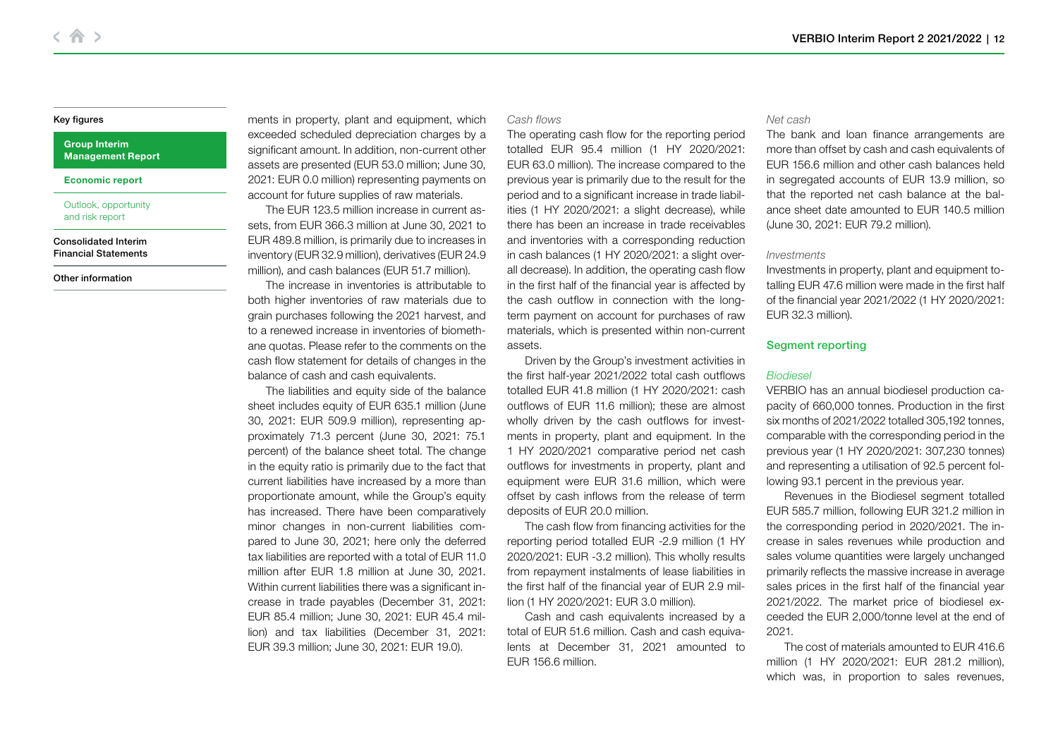ments in property, plant and equipment, which exceeded scheduled depreciation charges by a significant amount. In addition, non-current other assets are presented (EUR 53.0 million; June 30, 2021: EUR 0.0 million) representing payments on account for future supplies of raw materials.

The EUR 123.5 million increase in current assets, from EUR 366.3 million at June 30, 2021 to EUR 489.8 million, is primarily due to increases in inventory (EUR 32.9 million), derivatives (EUR 24.9 million), and cash balances (EUR 51.7 million).

The increase in inventories is attributable to both higher inventories of raw materials due to grain purchases following the 2021 harvest, and to a renewed increase in inventories of biomethane quotas. Please refer to the comments on the cash flow statement for details of changes in the balance of cash and cash equivalents.

The liabilities and equity side of the balance sheet includes equity of EUR 635.1 million (June 30, 2021: EUR 509.9 million), representing approximately 71.3 percent (June 30, 2021: 75.1 percent) of the balance sheet total. The change in the equity ratio is primarily due to the fact that current liabilities have increased by a more than proportionate amount, while the Group's equity has increased. There have been comparatively minor changes in non-current liabilities compared to June 30, 2021; here only the deferred tax liabilities are reported with a total of EUR 11.0 million after EUR 1.8 million at June 30, 2021. Within current liabilities there was a significant increase in trade payables (December 31, 2021: EUR 85.4 million; June 30, 2021: EUR 45.4 million) and tax liabilities (December 31, 2021: EUR 39.3 million; June 30, 2021: EUR 19.0).

*Cash flows*

The operating cash flow for the reporting period totalled EUR 95.4 million (1 HY 2020/2021: EUR 63.0 million). The increase compared to the previous year is primarily due to the result for the period and to a significant increase in trade liabilities (1 HY 2020/2021: a slight decrease), while there has been an increase in trade receivables and inventories with a corresponding reduction in cash balances (1 HY 2020/2021: a slight overall decrease). In addition, the operating cash flow in the first half of the financial year is affected by the cash outflow in connection with the long-term payment on account for purchases of raw materials, which is presented within non-current assets.

Driven by the Group's investment activities in the first half-year 2021/2022 total cash outflows totalled EUR 41.8 million (1 HY 2020/2021: cash outflows of EUR 11.6 million); these are almost wholly driven by the cash outflows for investments in property, plant and equipment. In the 1 HY 2020/2021 comparative period net cash outflows for investments in property, plant and equipment were EUR 31.6 million, which were offset by cash inflows from the release of term deposits of EUR 20.0 million.

The cash flow from financing activities for the reporting period totalled EUR -2.9 million (1 HY 2020/2021: EUR -3.2 million). This wholly results from repayment instalments of lease liabilities in the first half of the financial year of EUR 2.9 million (1 HY 2020/2021: EUR 3.0 million).

Cash and cash equivalents increased by a total of EUR 51.6 million. Cash and cash equivalents at December 31, 2021 amounted to EUR 156.6 million.

*Net cash*

The bank and loan finance arrangements are more than offset by cash and cash equivalents of EUR 156.6 million and other cash balances held in segregated accounts of EUR 13.9 million, so that the reported net cash balance at the balance sheet date amounted to EUR 140.5 million (June 30, 2021: EUR 79.2 million).

*Investments*

Investments in property, plant and equipment totalling EUR 47.6 million were made in the first half of the financial year 2021/2022 (1 HY 2020/2021: EUR 32.3 million).

## Segment reporting

*Biodiesel*

VERBIO has an annual biodiesel production capacity of 660,000 tonnes. Production in the first six months of 2021/2022 totalled 305,192 tonnes, comparable with the corresponding period in the previous year (1 HY 2020/2021: 307,230 tonnes) and representing a utilisation of 92.5 percent following 93.1 percent in the previous year.

Revenues in the Biodiesel segment totalled EUR 585.7 million, following EUR 321.2 million in the corresponding period in 2020/2021. The increase in sales revenues while production and sales volume quantities were largely unchanged primarily reflects the massive increase in average sales prices in the first half of the financial year 2021/2022. The market price of biodiesel exceeded the EUR 2,000/tonne level at the end of 2021.

The cost of materials amounted to EUR 416.6 million (1 HY 2020/2021: EUR 281.2 million), which was, in proportion to sales revenues,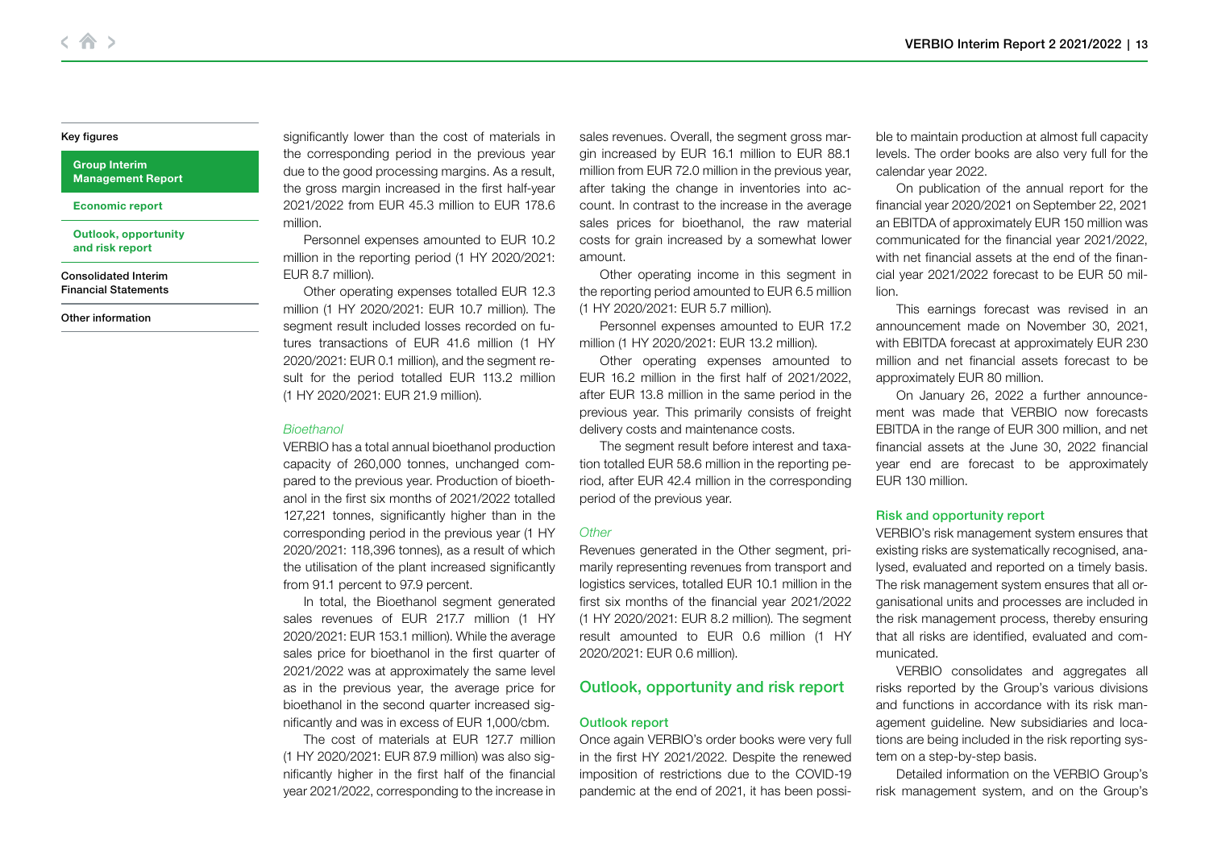significantly lower than the cost of materials in the corresponding period in the previous year due to the good processing margins. As a result, the gross margin increased in the first half-year 2021/2022 from EUR 45.3 million to EUR 178.6 million.

Personnel expenses amounted to EUR 10.2 million in the reporting period (1 HY 2020/2021: EUR 8.7 million).

Other operating expenses totalled EUR 12.3 million (1 HY 2020/2021: EUR 10.7 million). The segment result included losses recorded on futures transactions of EUR 41.6 million (1 HY 2020/2021: EUR 0.1 million), and the segment result for the period totalled EUR 113.2 million (1 HY 2020/2021: EUR 21.9 million).

*Bioethanol*

VERBIO has a total annual bioethanol production capacity of 260,000 tonnes, unchanged compared to the previous year. Production of bioethanol in the first six months of 2021/2022 totalled 127,221 tonnes, significantly higher than in the corresponding period in the previous year (1 HY 2020/2021: 118,396 tonnes), as a result of which the utilisation of the plant increased significantly from 91.1 percent to 97.9 percent.

In total, the Bioethanol segment generated sales revenues of EUR 217.7 million (1 HY 2020/2021: EUR 153.1 million). While the average sales price for bioethanol in the first quarter of 2021/2022 was at approximately the same level as in the previous year, the average price for bioethanol in the second quarter increased significantly and was in excess of EUR 1,000/cbm.

The cost of materials at EUR 127.7 million (1 HY 2020/2021: EUR 87.9 million) was also significantly higher in the first half of the financial year 2021/2022, corresponding to the increase in sales revenues. Overall, the segment gross margin increased by EUR 16.1 million to EUR 88.1 million from EUR 72.0 million in the previous year, after taking the change in inventories into account. In contrast to the increase in the average sales prices for bioethanol, the raw material costs for grain increased by a somewhat lower amount.

Other operating income in this segment in the reporting period amounted to EUR 6.5 million (1 HY 2020/2021: EUR 5.7 million).

Personnel expenses amounted to EUR 17.2 million (1 HY 2020/2021: EUR 13.2 million).

Other operating expenses amounted to EUR 16.2 million in the first half of 2021/2022, after EUR 13.8 million in the same period in the previous year. This primarily consists of freight delivery costs and maintenance costs.

The segment result before interest and taxation totalled EUR 58.6 million in the reporting period, after EUR 42.4 million in the corresponding period of the previous year.

*Other*

Revenues generated in the Other segment, primarily representing revenues from transport and logistics services, totalled EUR 10.1 million in the first six months of the financial year 2021/2022 (1 HY 2020/2021: EUR 8.2 million). The segment result amounted to EUR 0.6 million (1 HY 2020/2021: EUR 0.6 million).

## Outlook, opportunity and risk report

### Outlook report

Once again VERBIO's order books were very full in the first HY 2021/2022. Despite the renewed imposition of restrictions due to the COVID-19 pandemic at the end of 2021, it has been possible to maintain production at almost full capacity levels. The order books are also very full for the calendar year 2022.

On publication of the annual report for the financial year 2020/2021 on September 22, 2021 an EBITDA of approximately EUR 150 million was communicated for the financial year 2021/2022, with net financial assets at the end of the financial year 2021/2022 forecast to be EUR 50 million.

This earnings forecast was revised in an announcement made on November 30, 2021, with EBITDA forecast at approximately EUR 230 million and net financial assets forecast to be approximately EUR 80 million.

On January 26, 2022 a further announcement was made that VERBIO now forecasts EBITDA in the range of EUR 300 million, and net financial assets at the June 30, 2022 financial year end are forecast to be approximately EUR 130 million.

### Risk and opportunity report

VERBIO's risk management system ensures that existing risks are systematically recognised, analysed, evaluated and reported on a timely basis. The risk management system ensures that all organisational units and processes are included in the risk management process, thereby ensuring that all risks are identified, evaluated and communicated.

VERBIO consolidates and aggregates all risks reported by the Group's various divisions and functions in accordance with its risk management guideline. New subsidiaries and locations are being included in the risk reporting system on a step-by-step basis.

Detailed information on the VERBIO Group's risk management system, and on the Group's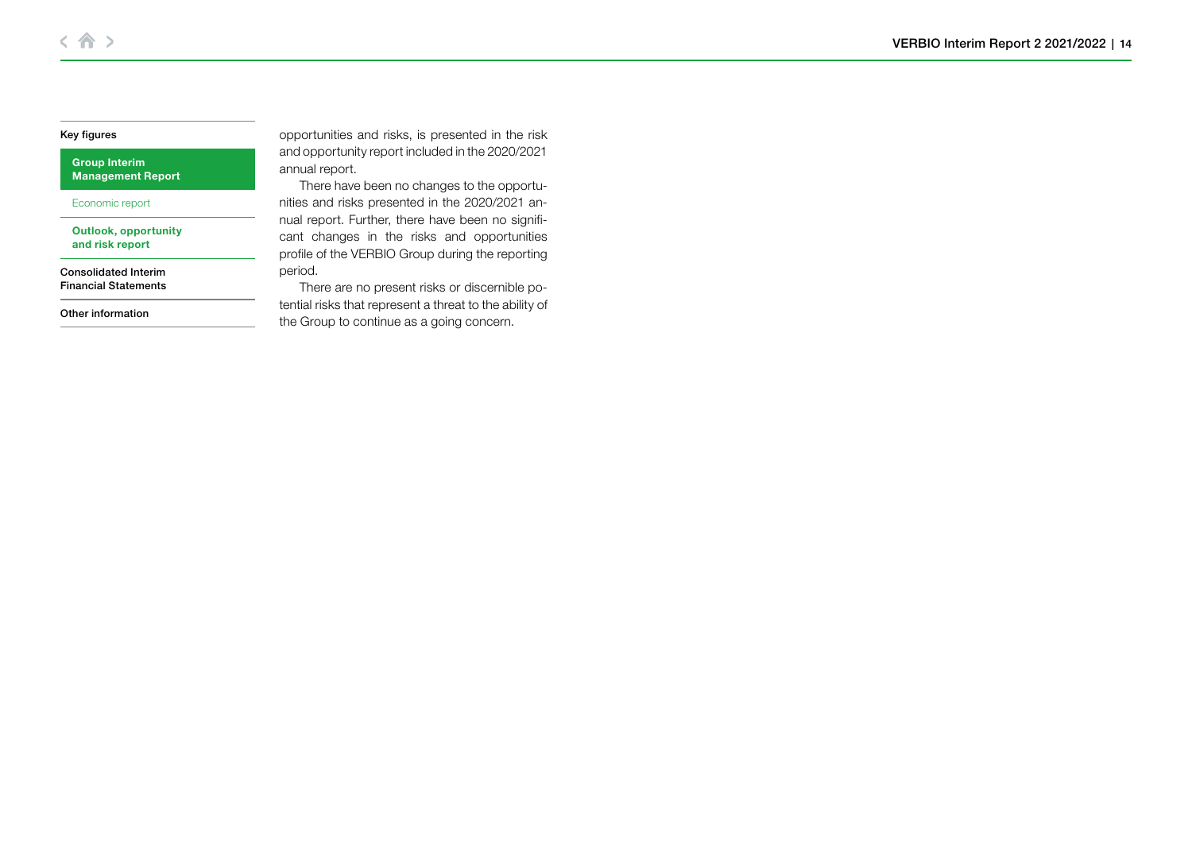opportunities and risks, is presented in the risk and opportunity report included in the 2020/2021 annual report.

There have been no changes to the opportunities and risks presented in the 2020/2021 annual report. Further, there have been no significant changes in the risks and opportunities profile of the VERBIO Group during the reporting period.

There are no present risks or discernible potential risks that represent a threat to the ability of the Group to continue as a going concern.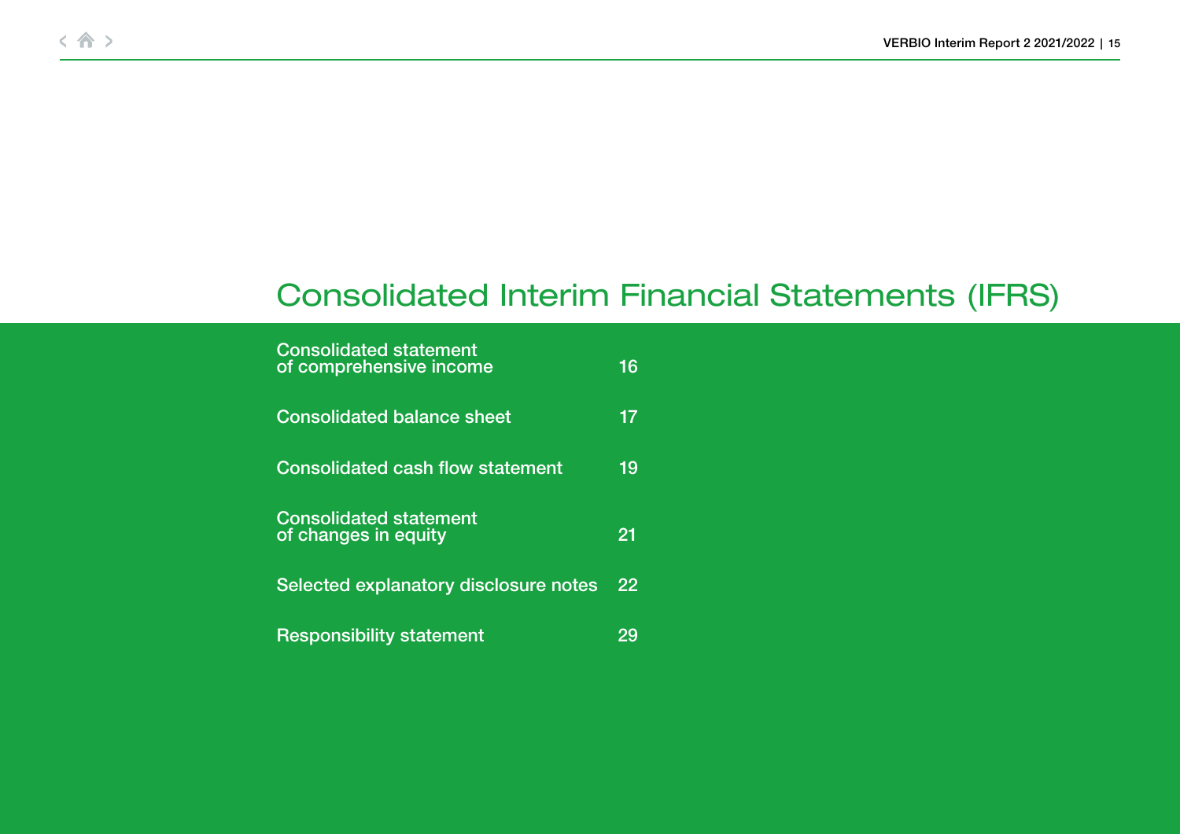# Consolidated Interim Financial Statements (IFRS)

| | |
|---|---|
| Consolidated statement of comprehensive income | 16 |
| Consolidated balance sheet | 17 |
| Consolidated cash flow statement | 19 |
| Consolidated statement of changes in equity | 21 |
| Selected explanatory disclosure notes | 22 |
| Responsibility statement | 29 |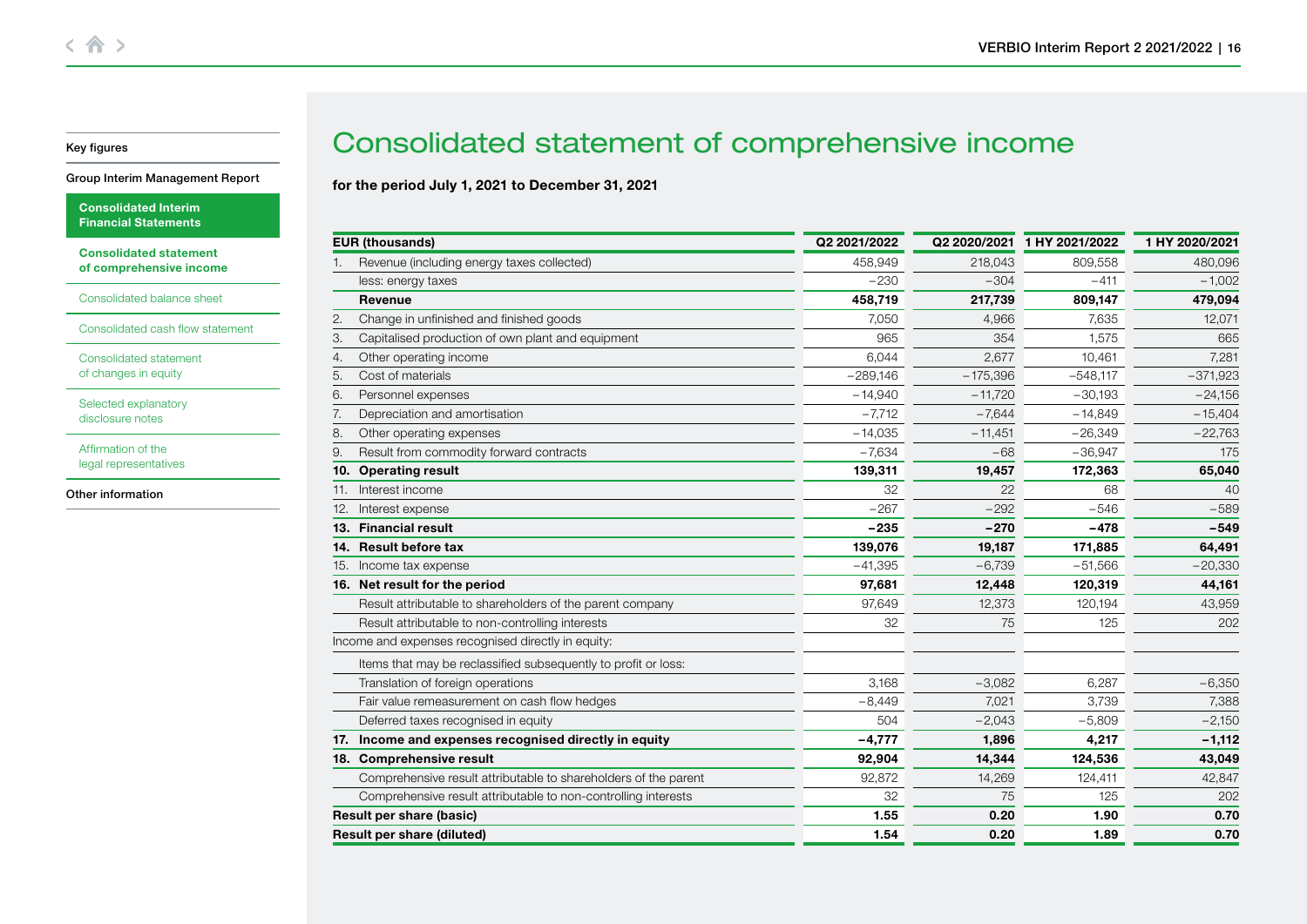# Consolidated statement of comprehensive income

**for the period July 1, 2021 to December 31, 2021**

| EUR (thousands) | Q2 2021/2022 | Q2 2020/2021 | 1 HY 2021/2022 | 1 HY 2020/2021 |
|---|---|---|---|---|
| 1. Revenue (including energy taxes collected) | 458,949 | 218,043 | 809,558 | 480,096 |
| less: energy taxes | −230 | −304 | −411 | −1,002 |
| **Revenue** | **458,719** | **217,739** | **809,147** | **479,094** |
| 2. Change in unfinished and finished goods | 7,050 | 4,966 | 7,635 | 12,071 |
| 3. Capitalised production of own plant and equipment | 965 | 354 | 1,575 | 665 |
| 4. Other operating income | 6,044 | 2,677 | 10,461 | 7,281 |
| 5. Cost of materials | −289,146 | −175,396 | −548,117 | −371,923 |
| 6. Personnel expenses | −14,940 | −11,720 | −30,193 | −24,156 |
| 7. Depreciation and amortisation | −7,712 | −7,644 | −14,849 | −15,404 |
| 8. Other operating expenses | −14,035 | −11,451 | −26,349 | −22,763 |
| 9. Result from commodity forward contracts | −7,634 | −68 | −36,947 | 175 |
| **10. Operating result** | **139,311** | **19,457** | **172,363** | **65,040** |
| 11. Interest income | 32 | 22 | 68 | 40 |
| 12. Interest expense | −267 | −292 | −546 | −589 |
| **13. Financial result** | **−235** | **−270** | **−478** | **−549** |
| **14. Result before tax** | **139,076** | **19,187** | **171,885** | **64,491** |
| 15. Income tax expense | −41,395 | −6,739 | −51,566 | −20,330 |
| **16. Net result for the period** | **97,681** | **12,448** | **120,319** | **44,161** |
| Result attributable to shareholders of the parent company | 97,649 | 12,373 | 120,194 | 43,959 |
| Result attributable to non-controlling interests | 32 | 75 | 125 | 202 |
| Income and expenses recognised directly in equity: | | | | |
| Items that may be reclassified subsequently to profit or loss: | | | | |
| Translation of foreign operations | 3,168 | −3,082 | 6,287 | −6,350 |
| Fair value remeasurement on cash flow hedges | −8,449 | 7,021 | 3,739 | 7,388 |
| Deferred taxes recognised in equity | 504 | −2,043 | −5,809 | −2,150 |
| **17. Income and expenses recognised directly in equity** | **−4,777** | **1,896** | **4,217** | **−1,112** |
| **18. Comprehensive result** | **92,904** | **14,344** | **124,536** | **43,049** |
| Comprehensive result attributable to shareholders of the parent | 92,872 | 14,269 | 124,411 | 42,847 |
| Comprehensive result attributable to non-controlling interests | 32 | 75 | 125 | 202 |
| **Result per share (basic)** | **1.55** | **0.20** | **1.90** | **0.70** |
| **Result per share (diluted)** | **1.54** | **0.20** | **1.89** | **0.70** |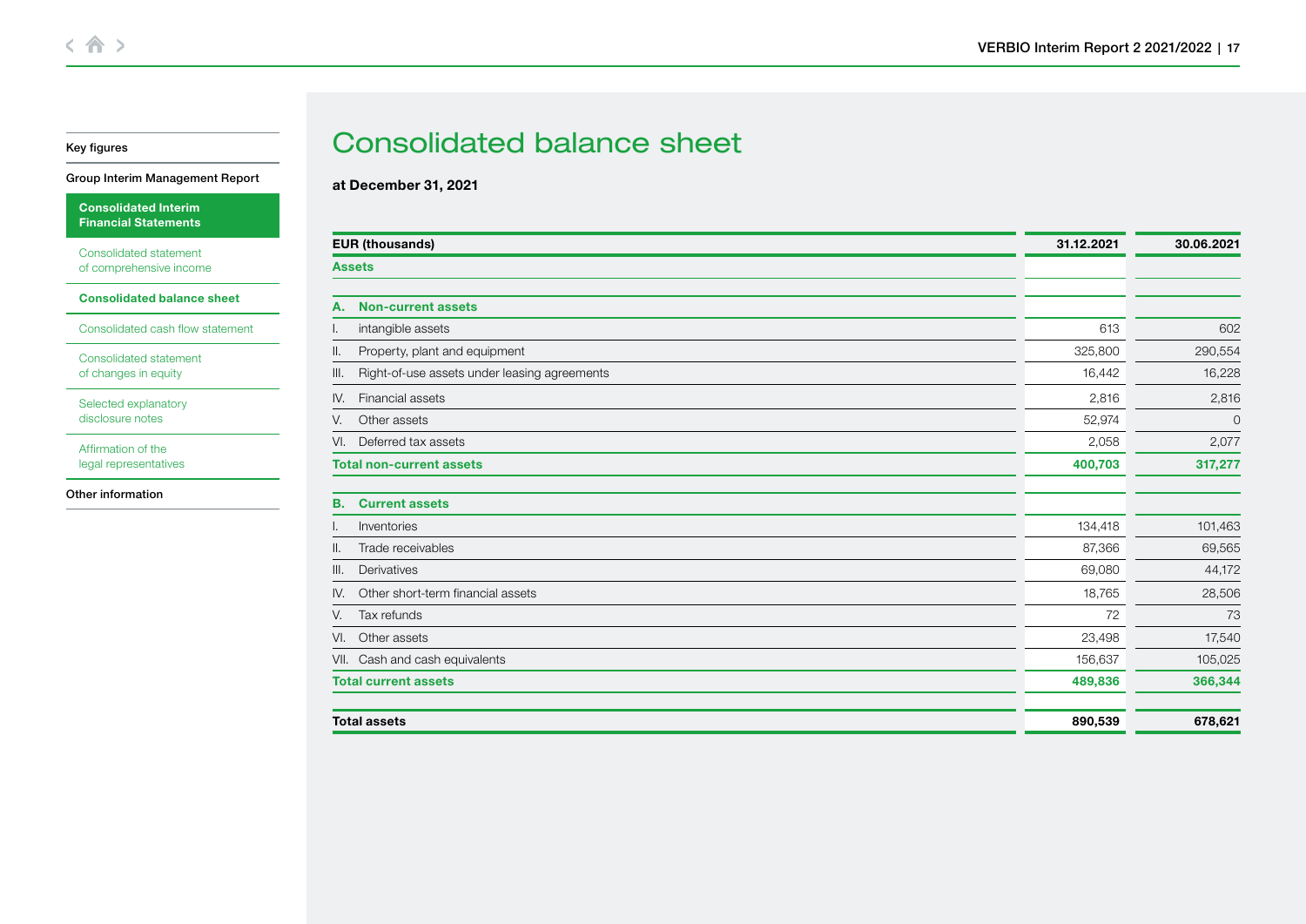# Consolidated balance sheet

**at December 31, 2021**

| EUR (thousands) | 31.12.2021 | 30.06.2021 |
|---|---|---|
| **Assets** | | |
| **A. Non-current assets** | | |
| I. intangible assets | 613 | 602 |
| II. Property, plant and equipment | 325,800 | 290,554 |
| III. Right-of-use assets under leasing agreements | 16,442 | 16,228 |
| IV. Financial assets | 2,816 | 2,816 |
| V. Other assets | 52,974 | 0 |
| VI. Deferred tax assets | 2,058 | 2,077 |
| **Total non-current assets** | **400,703** | **317,277** |
| **B. Current assets** | | |
| I. Inventories | 134,418 | 101,463 |
| II. Trade receivables | 87,366 | 69,565 |
| III. Derivatives | 69,080 | 44,172 |
| IV. Other short-term financial assets | 18,765 | 28,506 |
| V. Tax refunds | 72 | 73 |
| VI. Other assets | 23,498 | 17,540 |
| VII. Cash and cash equivalents | 156,637 | 105,025 |
| **Total current assets** | **489,836** | **366,344** |
| **Total assets** | **890,539** | **678,621** |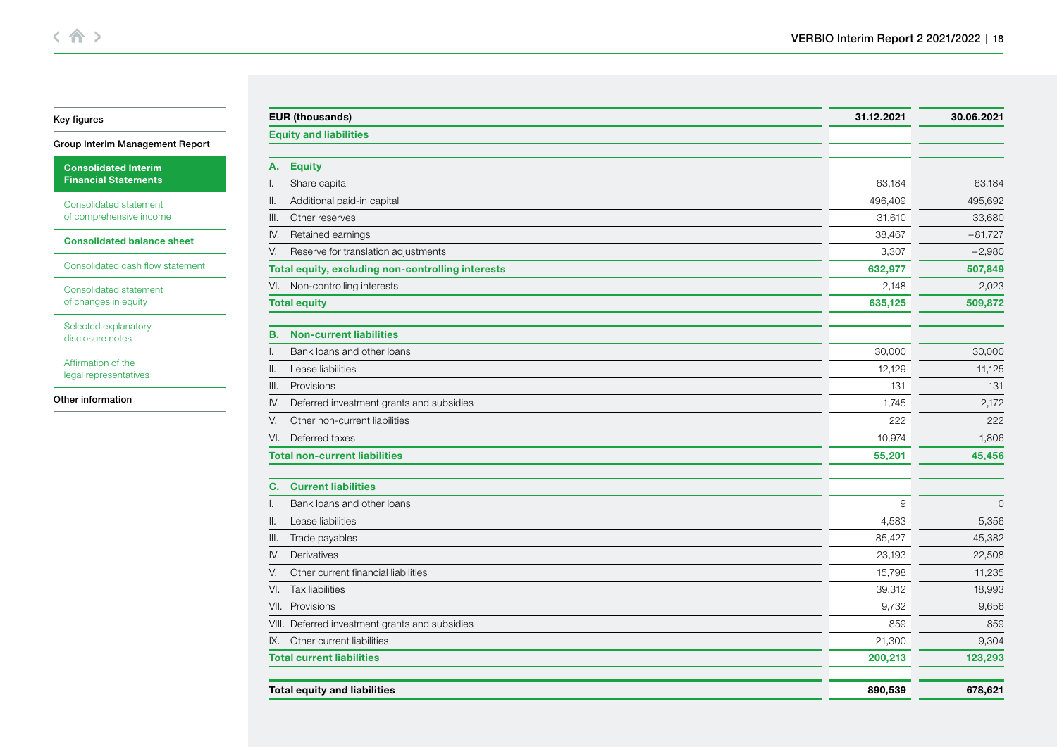| EUR (thousands) | 31.12.2021 | 30.06.2021 |
|---|---|---|
| **Equity and liabilities** | | |
| **A. Equity** | | |
| I. Share capital | 63,184 | 63,184 |
| II. Additional paid-in capital | 496,409 | 495,692 |
| III. Other reserves | 31,610 | 33,680 |
| IV. Retained earnings | 38,467 | −81,727 |
| V. Reserve for translation adjustments | 3,307 | −2,980 |
| **Total equity, excluding non-controlling interests** | **632,977** | **507,849** |
| VI. Non-controlling interests | 2,148 | 2,023 |
| **Total equity** | **635,125** | **509,872** |
| **B. Non-current liabilities** | | |
| I. Bank loans and other loans | 30,000 | 30,000 |
| II. Lease liabilities | 12,129 | 11,125 |
| III. Provisions | 131 | 131 |
| IV. Deferred investment grants and subsidies | 1,745 | 2,172 |
| V. Other non-current liabilities | 222 | 222 |
| VI. Deferred taxes | 10,974 | 1,806 |
| **Total non-current liabilities** | **55,201** | **45,456** |
| **C. Current liabilities** | | |
| I. Bank loans and other loans | 9 | 0 |
| II. Lease liabilities | 4,583 | 5,356 |
| III. Trade payables | 85,427 | 45,382 |
| IV. Derivatives | 23,193 | 22,508 |
| V. Other current financial liabilities | 15,798 | 11,235 |
| VI. Tax liabilities | 39,312 | 18,993 |
| VII. Provisions | 9,732 | 9,656 |
| VIII. Deferred investment grants and subsidies | 859 | 859 |
| IX. Other current liabilities | 21,300 | 9,304 |
| **Total current liabilities** | **200,213** | **123,293** |
| **Total equity and liabilities** | **890,539** | **678,621** |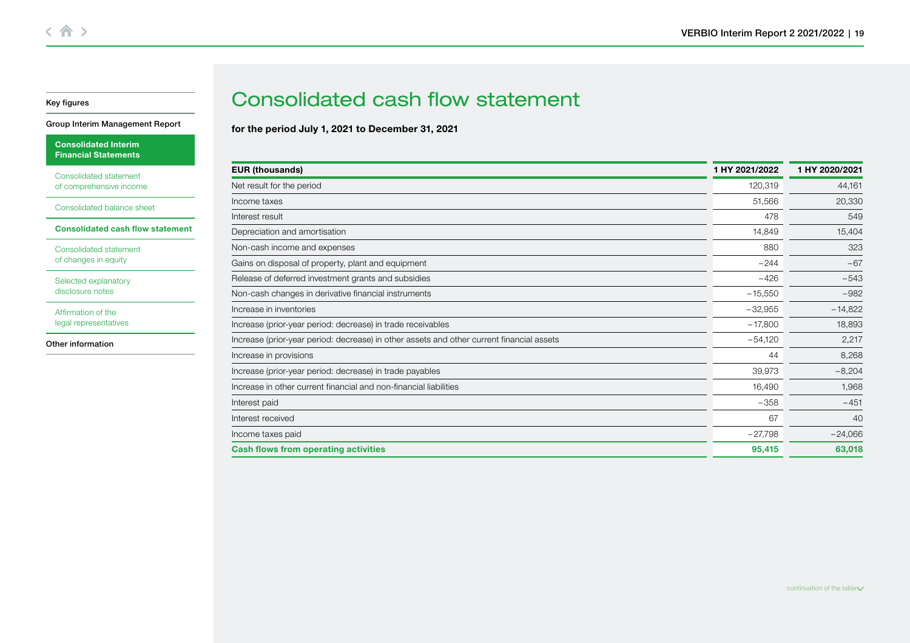# Consolidated cash flow statement

**for the period July 1, 2021 to December 31, 2021**

| EUR (thousands) | 1 HY 2021/2022 | 1 HY 2020/2021 |
|---|---|---|
| Net result for the period | 120,319 | 44,161 |
| Income taxes | 51,566 | 20,330 |
| Interest result | 478 | 549 |
| Depreciation and amortisation | 14,849 | 15,404 |
| Non-cash income and expenses | 880 | 323 |
| Gains on disposal of property, plant and equipment | −244 | −67 |
| Release of deferred investment grants and subsidies | −426 | −543 |
| Non-cash changes in derivative financial instruments | −15,550 | −982 |
| Increase in inventories | −32,955 | −14,822 |
| Increase (prior-year period: decrease) in trade receivables | −17,800 | 18,893 |
| Increase (prior-year period: decrease) in other assets and other current financial assets | −54,120 | 2,217 |
| Increase in provisions | 44 | 8,268 |
| Increase (prior-year period: decrease) in trade payables | 39,973 | −8,204 |
| Increase in other current financial and non-financial liabilities | 16,490 | 1,968 |
| Interest paid | −358 | −451 |
| Interest received | 67 | 40 |
| Income taxes paid | −27,798 | −24,066 |
| **Cash flows from operating activities** | **95,415** | **63,018** |

continuation of the table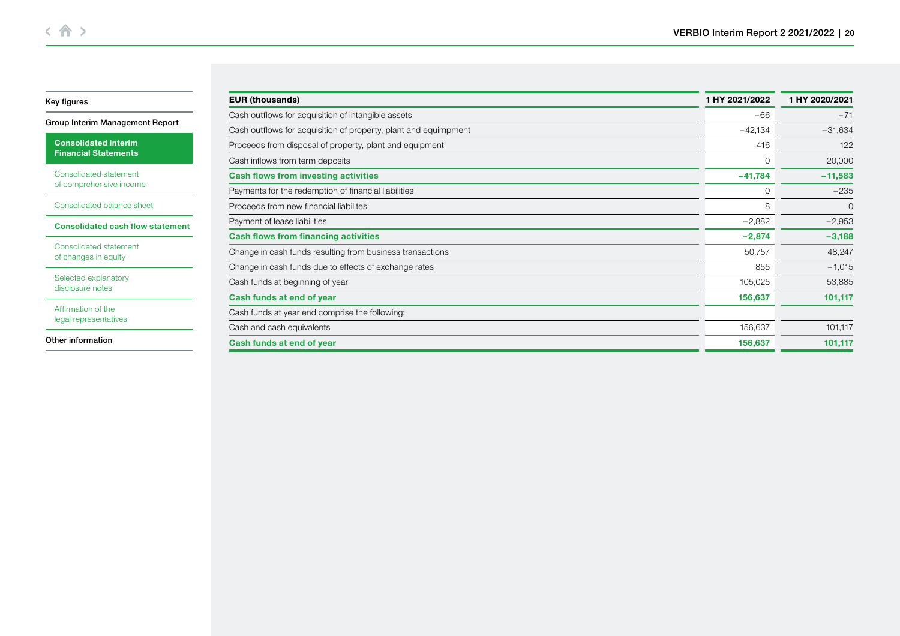Key figures

Group Interim Management Report

**Consolidated Interim Financial Statements**

Consolidated statement of comprehensive income

Consolidated balance sheet

**Consolidated cash flow statement**

Consolidated statement of changes in equity

Selected explanatory disclosure notes

Affirmation of the legal representatives

Other information

| EUR (thousands) | 1 HY 2021/2022 | 1 HY 2020/2021 |
|---|---|---|
| Cash outflows for acquisition of intangible assets | −66 | −71 |
| Cash outflows for acquisition of property, plant and equimpment | −42,134 | −31,634 |
| Proceeds from disposal of property, plant and equipment | 416 | 122 |
| Cash inflows from term deposits | 0 | 20,000 |
| **Cash flows from investing activities** | **−41,784** | **−11,583** |
| Payments for the redemption of financial liabilities | 0 | −235 |
| Proceeds from new financial liabilites | 8 | 0 |
| Payment of lease liabilities | −2,882 | −2,953 |
| **Cash flows from financing activities** | **−2,874** | **−3,188** |
| Change in cash funds resulting from business transactions | 50,757 | 48,247 |
| Change in cash funds due to effects of exchange rates | 855 | −1,015 |
| Cash funds at beginning of year | 105,025 | 53,885 |
| **Cash funds at end of year** | **156,637** | **101,117** |
| Cash funds at year end comprise the following: | | |
| Cash and cash equivalents | 156,637 | 101,117 |
| **Cash funds at end of year** | **156,637** | **101,117** |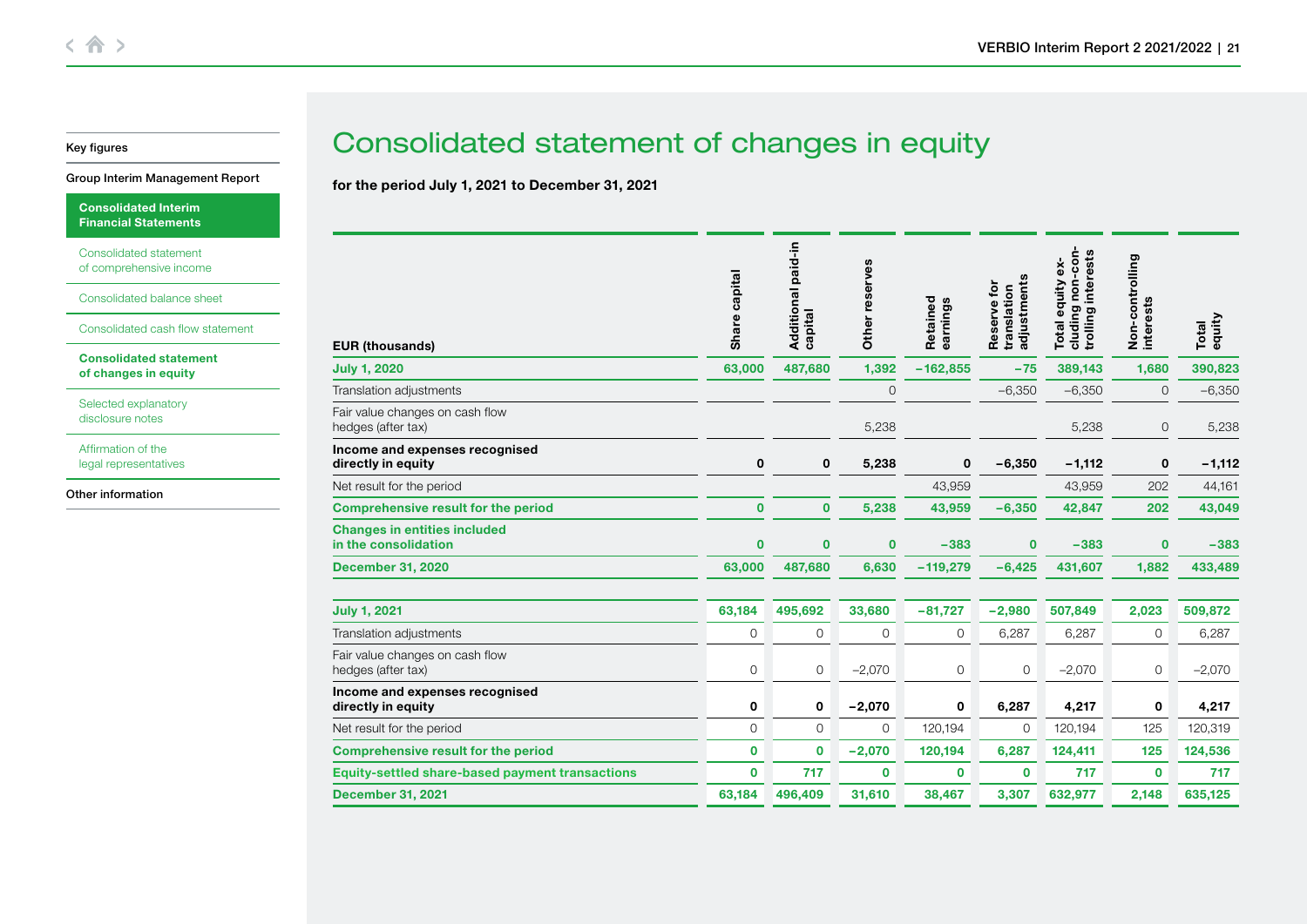# Consolidated statement of changes in equity

**for the period July 1, 2021 to December 31, 2021**

| EUR (thousands) | Share capital | Additional paid-in capital | Other reserves | Retained earnings | Reserve for translation adjustments | Total equity excluding non-controlling interests | Non-controlling interests | Total equity |
|---|---|---|---|---|---|---|---|---|
| **July 1, 2020** | **63,000** | **487,680** | **1,392** | **−162,855** | **−75** | **389,143** | **1,680** | **390,823** |
| Translation adjustments | | | 0 | | −6,350 | −6,350 | 0 | −6,350 |
| Fair value changes on cash flow hedges (after tax) | | | 5,238 | | | 5,238 | 0 | 5,238 |
| **Income and expenses recognised directly in equity** | **0** | **0** | **5,238** | **0** | **−6,350** | **−1,112** | **0** | **−1,112** |
| Net result for the period | | | | 43,959 | | 43,959 | 202 | 44,161 |
| **Comprehensive result for the period** | **0** | **0** | **5,238** | **43,959** | **−6,350** | **42,847** | **202** | **43,049** |
| **Changes in entities included in the consolidation** | **0** | **0** | **0** | **−383** | **0** | **−383** | **0** | **−383** |
| **December 31, 2020** | **63,000** | **487,680** | **6,630** | **−119,279** | **−6,425** | **431,607** | **1,882** | **433,489** |
| | | | | | | | | |
| **July 1, 2021** | **63,184** | **495,692** | **33,680** | **−81,727** | **−2,980** | **507,849** | **2,023** | **509,872** |
| Translation adjustments | 0 | 0 | 0 | 0 | 6,287 | 6,287 | 0 | 6,287 |
| Fair value changes on cash flow hedges (after tax) | 0 | 0 | −2,070 | 0 | 0 | −2,070 | 0 | −2,070 |
| **Income and expenses recognised directly in equity** | **0** | **0** | **−2,070** | **0** | **6,287** | **4,217** | **0** | **4,217** |
| Net result for the period | 0 | 0 | 0 | 120,194 | 0 | 120,194 | 125 | 120,319 |
| **Comprehensive result for the period** | **0** | **0** | **−2,070** | **120,194** | **6,287** | **124,411** | **125** | **124,536** |
| **Equity-settled share-based payment transactions** | **0** | **717** | **0** | **0** | **0** | **717** | **0** | **717** |
| **December 31, 2021** | **63,184** | **496,409** | **31,610** | **38,467** | **3,307** | **632,977** | **2,148** | **635,125** |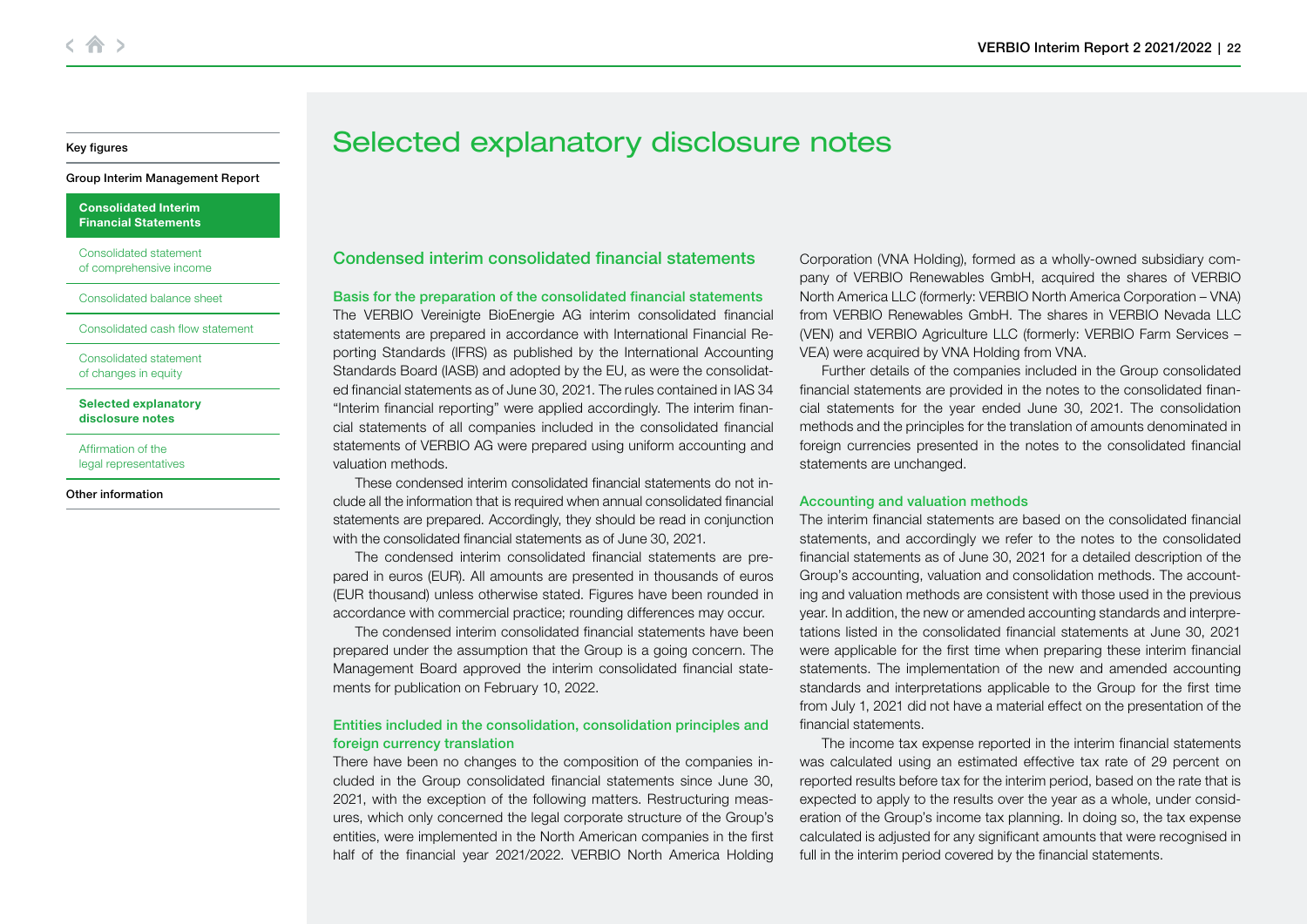# Selected explanatory disclosure notes

## Condensed interim consolidated financial statements

### Basis for the preparation of the consolidated financial statements

The VERBIO Vereinigte BioEnergie AG interim consolidated financial statements are prepared in accordance with International Financial Reporting Standards (IFRS) as published by the International Accounting Standards Board (IASB) and adopted by the EU, as were the consolidated financial statements as of June 30, 2021. The rules contained in IAS 34 "Interim financial reporting" were applied accordingly. The interim financial statements of all companies included in the consolidated financial statements of VERBIO AG were prepared using uniform accounting and valuation methods.

These condensed interim consolidated financial statements do not include all the information that is required when annual consolidated financial statements are prepared. Accordingly, they should be read in conjunction with the consolidated financial statements as of June 30, 2021.

The condensed interim consolidated financial statements are prepared in euros (EUR). All amounts are presented in thousands of euros (EUR thousand) unless otherwise stated. Figures have been rounded in accordance with commercial practice; rounding differences may occur.

The condensed interim consolidated financial statements have been prepared under the assumption that the Group is a going concern. The Management Board approved the interim consolidated financial statements for publication on February 10, 2022.

### Entities included in the consolidation, consolidation principles and foreign currency translation

There have been no changes to the composition of the companies included in the Group consolidated financial statements since June 30, 2021, with the exception of the following matters. Restructuring measures, which only concerned the legal corporate structure of the Group's entities, were implemented in the North American companies in the first half of the financial year 2021/2022. VERBIO North America Holding Corporation (VNA Holding), formed as a wholly-owned subsidiary company of VERBIO Renewables GmbH, acquired the shares of VERBIO North America LLC (formerly: VERBIO North America Corporation – VNA) from VERBIO Renewables GmbH. The shares in VERBIO Nevada LLC (VEN) and VERBIO Agriculture LLC (formerly: VERBIO Farm Services – VEA) were acquired by VNA Holding from VNA.

Further details of the companies included in the Group consolidated financial statements are provided in the notes to the consolidated financial statements for the year ended June 30, 2021. The consolidation methods and the principles for the translation of amounts denominated in foreign currencies presented in the notes to the consolidated financial statements are unchanged.

### Accounting and valuation methods

The interim financial statements are based on the consolidated financial statements, and accordingly we refer to the notes to the consolidated financial statements as of June 30, 2021 for a detailed description of the Group's accounting, valuation and consolidation methods. The accounting and valuation methods are consistent with those used in the previous year. In addition, the new or amended accounting standards and interpretations listed in the consolidated financial statements at June 30, 2021 were applicable for the first time when preparing these interim financial statements. The implementation of the new and amended accounting standards and interpretations applicable to the Group for the first time from July 1, 2021 did not have a material effect on the presentation of the financial statements.

The income tax expense reported in the interim financial statements was calculated using an estimated effective tax rate of 29 percent on reported results before tax for the interim period, based on the rate that is expected to apply to the results over the year as a whole, under consideration of the Group's income tax planning. In doing so, the tax expense calculated is adjusted for any significant amounts that were recognised in full in the interim period covered by the financial statements.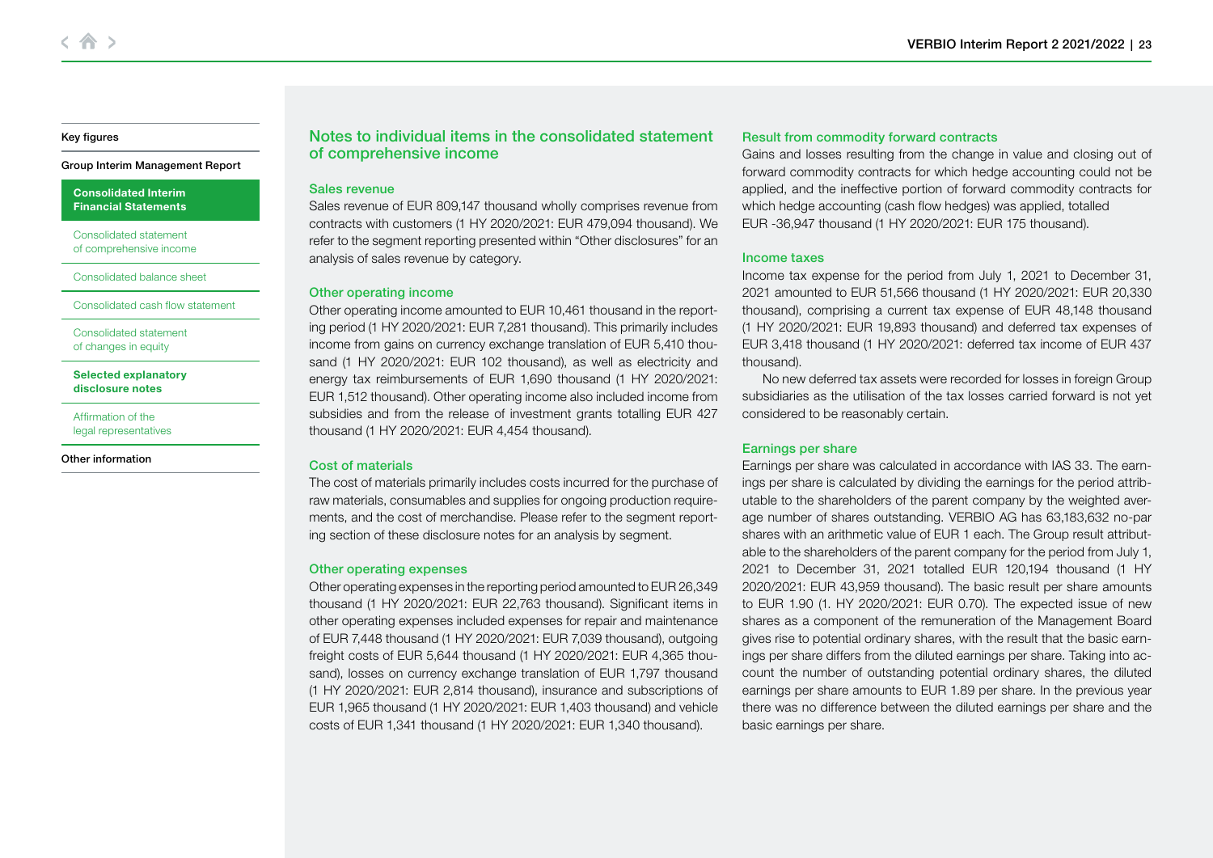## Notes to individual items in the consolidated statement of comprehensive income

### Sales revenue

Sales revenue of EUR 809,147 thousand wholly comprises revenue from contracts with customers (1 HY 2020/2021: EUR 479,094 thousand). We refer to the segment reporting presented within "Other disclosures" for an analysis of sales revenue by category.

### Other operating income

Other operating income amounted to EUR 10,461 thousand in the reporting period (1 HY 2020/2021: EUR 7,281 thousand). This primarily includes income from gains on currency exchange translation of EUR 5,410 thousand (1 HY 2020/2021: EUR 102 thousand), as well as electricity and energy tax reimbursements of EUR 1,690 thousand (1 HY 2020/2021: EUR 1,512 thousand). Other operating income also included income from subsidies and from the release of investment grants totalling EUR 427 thousand (1 HY 2020/2021: EUR 4,454 thousand).

### Cost of materials

The cost of materials primarily includes costs incurred for the purchase of raw materials, consumables and supplies for ongoing production requirements, and the cost of merchandise. Please refer to the segment reporting section of these disclosure notes for an analysis by segment.

### Other operating expenses

Other operating expenses in the reporting period amounted to EUR 26,349 thousand (1 HY 2020/2021: EUR 22,763 thousand). Significant items in other operating expenses included expenses for repair and maintenance of EUR 7,448 thousand (1 HY 2020/2021: EUR 7,039 thousand), outgoing freight costs of EUR 5,644 thousand (1 HY 2020/2021: EUR 4,365 thousand), losses on currency exchange translation of EUR 1,797 thousand (1 HY 2020/2021: EUR 2,814 thousand), insurance and subscriptions of EUR 1,965 thousand (1 HY 2020/2021: EUR 1,403 thousand) and vehicle costs of EUR 1,341 thousand (1 HY 2020/2021: EUR 1,340 thousand).

### Result from commodity forward contracts

Gains and losses resulting from the change in value and closing out of forward commodity contracts for which hedge accounting could not be applied, and the ineffective portion of forward commodity contracts for which hedge accounting (cash flow hedges) was applied, totalled EUR -36,947 thousand (1 HY 2020/2021: EUR 175 thousand).

### Income taxes

Income tax expense for the period from July 1, 2021 to December 31, 2021 amounted to EUR 51,566 thousand (1 HY 2020/2021: EUR 20,330 thousand), comprising a current tax expense of EUR 48,148 thousand (1 HY 2020/2021: EUR 19,893 thousand) and deferred tax expenses of EUR 3,418 thousand (1 HY 2020/2021: deferred tax income of EUR 437 thousand).

No new deferred tax assets were recorded for losses in foreign Group subsidiaries as the utilisation of the tax losses carried forward is not yet considered to be reasonably certain.

### Earnings per share

Earnings per share was calculated in accordance with IAS 33. The earnings per share is calculated by dividing the earnings for the period attributable to the shareholders of the parent company by the weighted average number of shares outstanding. VERBIO AG has 63,183,632 no-par shares with an arithmetic value of EUR 1 each. The Group result attributable to the shareholders of the parent company for the period from July 1, 2021 to December 31, 2021 totalled EUR 120,194 thousand (1 HY 2020/2021: EUR 43,959 thousand). The basic result per share amounts to EUR 1.90 (1. HY 2020/2021: EUR 0.70). The expected issue of new shares as a component of the remuneration of the Management Board gives rise to potential ordinary shares, with the result that the basic earnings per share differs from the diluted earnings per share. Taking into account the number of outstanding potential ordinary shares, the diluted earnings per share amounts to EUR 1.89 per share. In the previous year there was no difference between the diluted earnings per share and the basic earnings per share.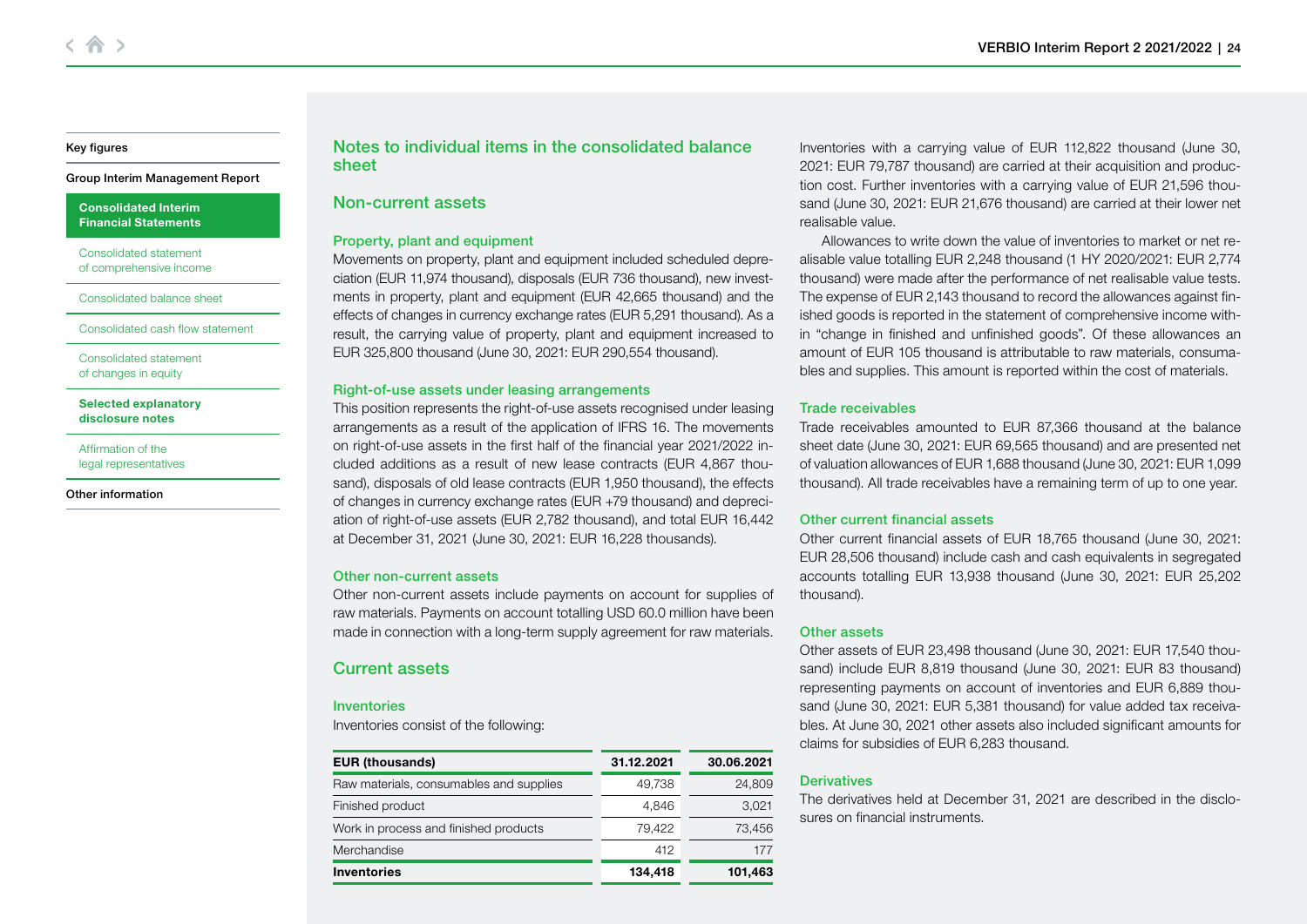## Notes to individual items in the consolidated balance sheet

### Non-current assets

#### Property, plant and equipment

Movements on property, plant and equipment included scheduled depreciation (EUR 11,974 thousand), disposals (EUR 736 thousand), new investments in property, plant and equipment (EUR 42,665 thousand) and the effects of changes in currency exchange rates (EUR 5,291 thousand). As a result, the carrying value of property, plant and equipment increased to EUR 325,800 thousand (June 30, 2021: EUR 290,554 thousand).

#### Right-of-use assets under leasing arrangements

This position represents the right-of-use assets recognised under leasing arrangements as a result of the application of IFRS 16. The movements on right-of-use assets in the first half of the financial year 2021/2022 included additions as a result of new lease contracts (EUR 4,867 thousand), disposals of old lease contracts (EUR 1,950 thousand), the effects of changes in currency exchange rates (EUR +79 thousand) and depreciation of right-of-use assets (EUR 2,782 thousand), and total EUR 16,442 at December 31, 2021 (June 30, 2021: EUR 16,228 thousands).

#### Other non-current assets

Other non-current assets include payments on account for supplies of raw materials. Payments on account totalling USD 60.0 million have been made in connection with a long-term supply agreement for raw materials.

### Current assets

#### Inventories

Inventories consist of the following:

| EUR (thousands) | 31.12.2021 | 30.06.2021 |
|---|---|---|
| Raw materials, consumables and supplies | 49,738 | 24,809 |
| Finished product | 4,846 | 3,021 |
| Work in process and finished products | 79,422 | 73,456 |
| Merchandise | 412 | 177 |
| **Inventories** | **134,418** | **101,463** |

Inventories with a carrying value of EUR 112,822 thousand (June 30, 2021: EUR 79,787 thousand) are carried at their acquisition and production cost. Further inventories with a carrying value of EUR 21,596 thousand (June 30, 2021: EUR 21,676 thousand) are carried at their lower net realisable value.

Allowances to write down the value of inventories to market or net realisable value totalling EUR 2,248 thousand (1 HY 2020/2021: EUR 2,774 thousand) were made after the performance of net realisable value tests. The expense of EUR 2,143 thousand to record the allowances against finished goods is reported in the statement of comprehensive income within "change in finished and unfinished goods". Of these allowances an amount of EUR 105 thousand is attributable to raw materials, consumables and supplies. This amount is reported within the cost of materials.

#### Trade receivables

Trade receivables amounted to EUR 87,366 thousand at the balance sheet date (June 30, 2021: EUR 69,565 thousand) and are presented net of valuation allowances of EUR 1,688 thousand (June 30, 2021: EUR 1,099 thousand). All trade receivables have a remaining term of up to one year.

#### Other current financial assets

Other current financial assets of EUR 18,765 thousand (June 30, 2021: EUR 28,506 thousand) include cash and cash equivalents in segregated accounts totalling EUR 13,938 thousand (June 30, 2021: EUR 25,202 thousand).

#### Other assets

Other assets of EUR 23,498 thousand (June 30, 2021: EUR 17,540 thousand) include EUR 8,819 thousand (June 30, 2021: EUR 83 thousand) representing payments on account of inventories and EUR 6,889 thousand (June 30, 2021: EUR 5,381 thousand) for value added tax receivables. At June 30, 2021 other assets also included significant amounts for claims for subsidies of EUR 6,283 thousand.

#### Derivatives

The derivatives held at December 31, 2021 are described in the disclosures on financial instruments.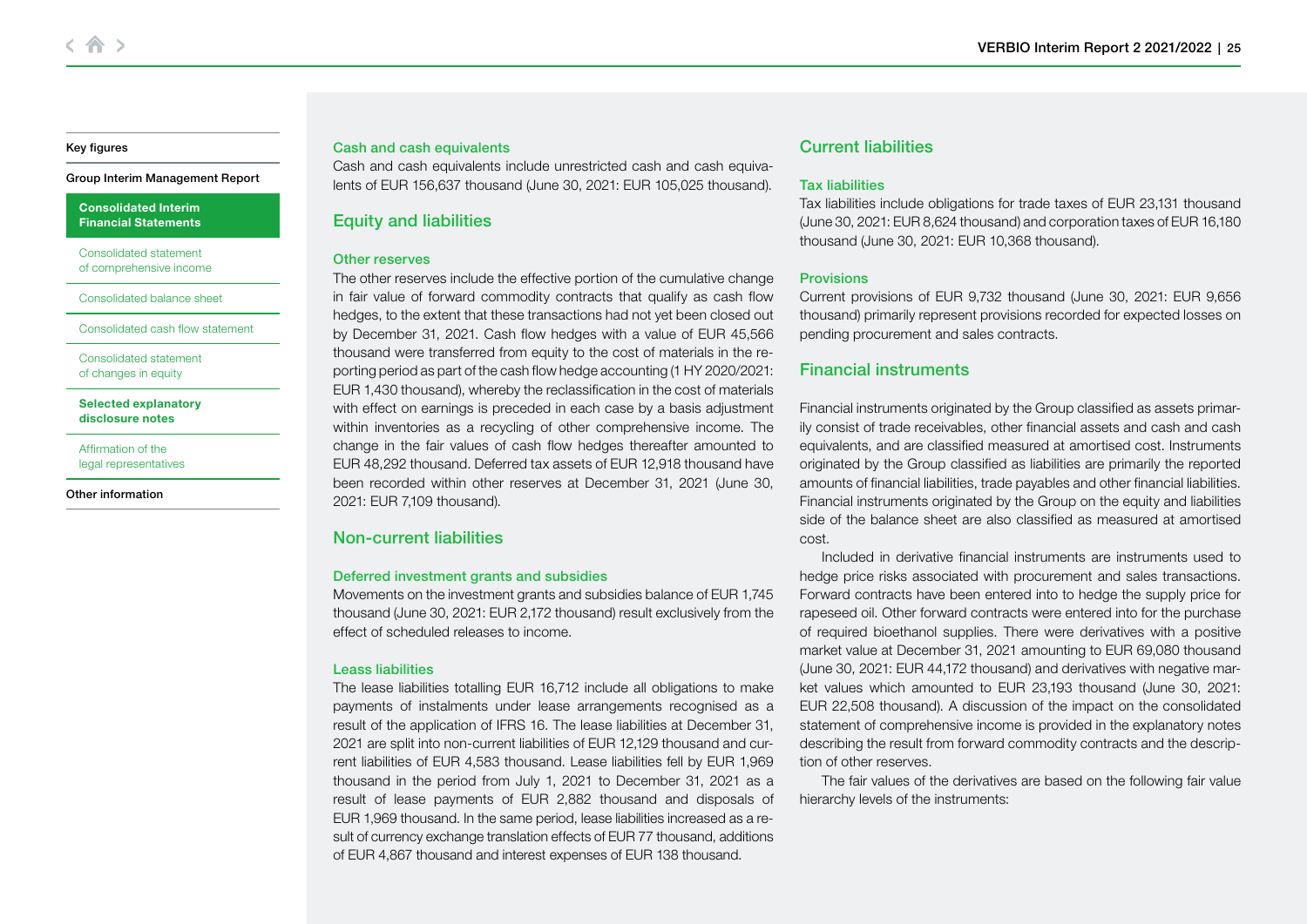### Cash and cash equivalents

Cash and cash equivalents include unrestricted cash and cash equivalents of EUR 156,637 thousand (June 30, 2021: EUR 105,025 thousand).

## Equity and liabilities

### Other reserves

The other reserves include the effective portion of the cumulative change in fair value of forward commodity contracts that qualify as cash flow hedges, to the extent that these transactions had not yet been closed out by December 31, 2021. Cash flow hedges with a value of EUR 45,566 thousand were transferred from equity to the cost of materials in the reporting period as part of the cash flow hedge accounting (1 HY 2020/2021: EUR 1,430 thousand), whereby the reclassification in the cost of materials with effect on earnings is preceded in each case by a basis adjustment within inventories as a recycling of other comprehensive income. The change in the fair values of cash flow hedges thereafter amounted to EUR 48,292 thousand. Deferred tax assets of EUR 12,918 thousand have been recorded within other reserves at December 31, 2021 (June 30, 2021: EUR 7,109 thousand).

## Non-current liabilities

### Deferred investment grants and subsidies

Movements on the investment grants and subsidies balance of EUR 1,745 thousand (June 30, 2021: EUR 2,172 thousand) result exclusively from the effect of scheduled releases to income.

### Leass liabilities

The lease liabilities totalling EUR 16,712 include all obligations to make payments of instalments under lease arrangements recognised as a result of the application of IFRS 16. The lease liabilities at December 31, 2021 are split into non-current liabilities of EUR 12,129 thousand and current liabilities of EUR 4,583 thousand. Lease liabilities fell by EUR 1,969 thousand in the period from July 1, 2021 to December 31, 2021 as a result of lease payments of EUR 2,882 thousand and disposals of EUR 1,969 thousand. In the same period, lease liabilities increased as a result of currency exchange translation effects of EUR 77 thousand, additions of EUR 4,867 thousand and interest expenses of EUR 138 thousand.

## Current liabilities

### Tax liabilities

Tax liabilities include obligations for trade taxes of EUR 23,131 thousand (June 30, 2021: EUR 8,624 thousand) and corporation taxes of EUR 16,180 thousand (June 30, 2021: EUR 10,368 thousand).

### Provisions

Current provisions of EUR 9,732 thousand (June 30, 2021: EUR 9,656 thousand) primarily represent provisions recorded for expected losses on pending procurement and sales contracts.

## Financial instruments

Financial instruments originated by the Group classified as assets primarily consist of trade receivables, other financial assets and cash and cash equivalents, and are classified measured at amortised cost. Instruments originated by the Group classified as liabilities are primarily the reported amounts of financial liabilities, trade payables and other financial liabilities. Financial instruments originated by the Group on the equity and liabilities side of the balance sheet are also classified as measured at amortised cost.

Included in derivative financial instruments are instruments used to hedge price risks associated with procurement and sales transactions. Forward contracts have been entered into to hedge the supply price for rapeseed oil. Other forward contracts were entered into for the purchase of required bioethanol supplies. There were derivatives with a positive market value at December 31, 2021 amounting to EUR 69,080 thousand (June 30, 2021: EUR 44,172 thousand) and derivatives with negative market values which amounted to EUR 23,193 thousand (June 30, 2021: EUR 22,508 thousand). A discussion of the impact on the consolidated statement of comprehensive income is provided in the explanatory notes describing the result from forward commodity contracts and the description of other reserves.

The fair values of the derivatives are based on the following fair value hierarchy levels of the instruments: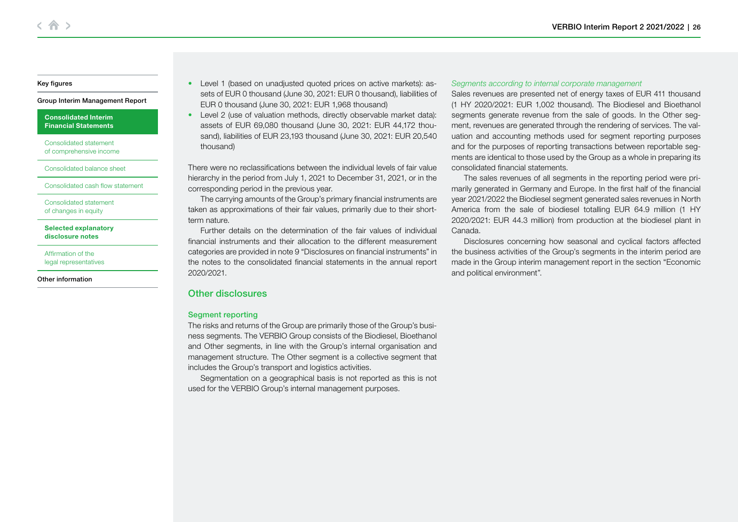- Level 1 (based on unadjusted quoted prices on active markets): assets of EUR 0 thousand (June 30, 2021: EUR 0 thousand), liabilities of EUR 0 thousand (June 30, 2021: EUR 1,968 thousand)
- Level 2 (use of valuation methods, directly observable market data): assets of EUR 69,080 thousand (June 30, 2021: EUR 44,172 thousand), liabilities of EUR 23,193 thousand (June 30, 2021: EUR 20,540 thousand)

There were no reclassifications between the individual levels of fair value hierarchy in the period from July 1, 2021 to December 31, 2021, or in the corresponding period in the previous year.

The carrying amounts of the Group's primary financial instruments are taken as approximations of their fair values, primarily due to their short-term nature.

Further details on the determination of the fair values of individual financial instruments and their allocation to the different measurement categories are provided in note 9 "Disclosures on financial instruments" in the notes to the consolidated financial statements in the annual report 2020/2021.

## Other disclosures

### Segment reporting

The risks and returns of the Group are primarily those of the Group's business segments. The VERBIO Group consists of the Biodiesel, Bioethanol and Other segments, in line with the Group's internal organisation and management structure. The Other segment is a collective segment that includes the Group's transport and logistics activities.

Segmentation on a geographical basis is not reported as this is not used for the VERBIO Group's internal management purposes.

*Segments according to internal corporate management*

Sales revenues are presented net of energy taxes of EUR 411 thousand (1 HY 2020/2021: EUR 1,002 thousand). The Biodiesel and Bioethanol segments generate revenue from the sale of goods. In the Other segment, revenues are generated through the rendering of services. The valuation and accounting methods used for segment reporting purposes and for the purposes of reporting transactions between reportable segments are identical to those used by the Group as a whole in preparing its consolidated financial statements.

The sales revenues of all segments in the reporting period were primarily generated in Germany and Europe. In the first half of the financial year 2021/2022 the Biodiesel segment generated sales revenues in North America from the sale of biodiesel totalling EUR 64.9 million (1 HY 2020/2021: EUR 44.3 million) from production at the biodiesel plant in Canada.

Disclosures concerning how seasonal and cyclical factors affected the business activities of the Group's segments in the interim period are made in the Group interim management report in the section "Economic and political environment".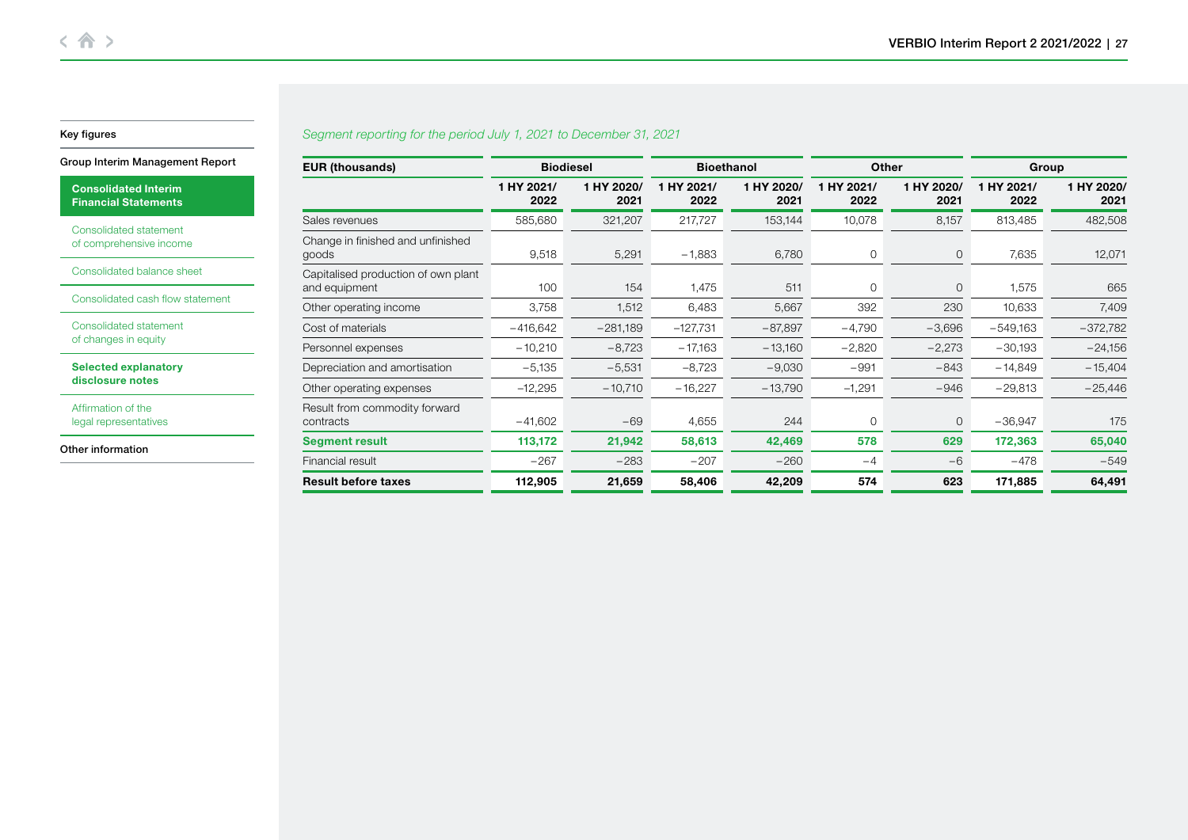*Segment reporting for the period July 1, 2021 to December 31, 2021*

| EUR (thousands) | Biodiesel | | Bioethanol | | Other | | Group | |
|---|---|---|---|---|---|---|---|---|
| | 1 HY 2021/ 2022 | 1 HY 2020/ 2021 | 1 HY 2021/ 2022 | 1 HY 2020/ 2021 | 1 HY 2021/ 2022 | 1 HY 2020/ 2021 | 1 HY 2021/ 2022 | 1 HY 2020/ 2021 |
| Sales revenues | 585,680 | 321,207 | 217,727 | 153,144 | 10,078 | 8,157 | 813,485 | 482,508 |
| Change in finished and unfinished goods | 9,518 | 5,291 | −1,883 | 6,780 | 0 | 0 | 7,635 | 12,071 |
| Capitalised production of own plant and equipment | 100 | 154 | 1,475 | 511 | 0 | 0 | 1,575 | 665 |
| Other operating income | 3,758 | 1,512 | 6,483 | 5,667 | 392 | 230 | 10,633 | 7,409 |
| Cost of materials | −416,642 | −281,189 | −127,731 | −87,897 | −4,790 | −3,696 | −549,163 | −372,782 |
| Personnel expenses | −10,210 | −8,723 | −17,163 | −13,160 | −2,820 | −2,273 | −30,193 | −24,156 |
| Depreciation and amortisation | −5,135 | −5,531 | −8,723 | −9,030 | −991 | −843 | −14,849 | −15,404 |
| Other operating expenses | −12,295 | −10,710 | −16,227 | −13,790 | −1,291 | −946 | −29,813 | −25,446 |
| Result from commodity forward contracts | −41,602 | −69 | 4,655 | 244 | 0 | 0 | −36,947 | 175 |
| **Segment result** | **113,172** | **21,942** | **58,613** | **42,469** | **578** | **629** | **172,363** | **65,040** |
| Financial result | −267 | −283 | −207 | −260 | −4 | −6 | −478 | −549 |
| **Result before taxes** | **112,905** | **21,659** | **58,406** | **42,209** | **574** | **623** | **171,885** | **64,491** |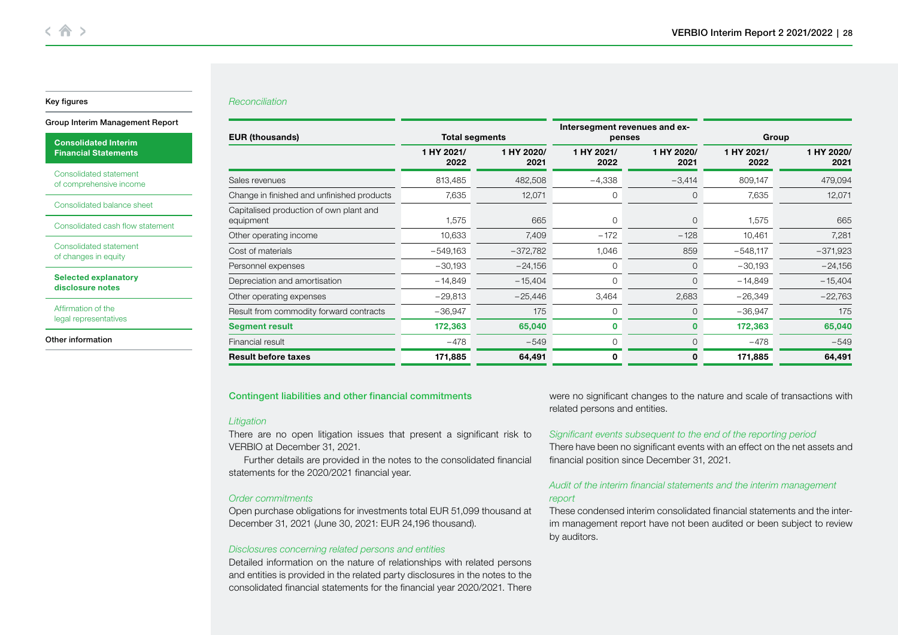*Reconciliation*

| EUR (thousands) | Total segments | | Intersegment revenues and expenses | | Group | |
|---|---|---|---|---|---|---|
| | 1 HY 2021/ 2022 | 1 HY 2020/ 2021 | 1 HY 2021/ 2022 | 1 HY 2020/ 2021 | 1 HY 2021/ 2022 | 1 HY 2020/ 2021 |
| Sales revenues | 813,485 | 482,508 | −4,338 | −3,414 | 809,147 | 479,094 |
| Change in finished and unfinished products | 7,635 | 12,071 | 0 | 0 | 7,635 | 12,071 |
| Capitalised production of own plant and equipment | 1,575 | 665 | 0 | 0 | 1,575 | 665 |
| Other operating income | 10,633 | 7,409 | −172 | −128 | 10,461 | 7,281 |
| Cost of materials | −549,163 | −372,782 | 1,046 | 859 | −548,117 | −371,923 |
| Personnel expenses | −30,193 | −24,156 | 0 | 0 | −30,193 | −24,156 |
| Depreciation and amortisation | −14,849 | −15,404 | 0 | 0 | −14,849 | −15,404 |
| Other operating expenses | −29,813 | −25,446 | 3,464 | 2,683 | −26,349 | −22,763 |
| Result from commodity forward contracts | −36,947 | 175 | 0 | 0 | −36,947 | 175 |
| **Segment result** | **172,363** | **65,040** | **0** | **0** | **172,363** | **65,040** |
| Financial result | −478 | −549 | 0 | 0 | −478 | −549 |
| **Result before taxes** | **171,885** | **64,491** | **0** | **0** | **171,885** | **64,491** |

## Contingent liabilities and other financial commitments

*Litigation*

There are no open litigation issues that present a significant risk to VERBIO at December 31, 2021.

Further details are provided in the notes to the consolidated financial statements for the 2020/2021 financial year.

*Order commitments*

Open purchase obligations for investments total EUR 51,099 thousand at December 31, 2021 (June 30, 2021: EUR 24,196 thousand).

*Disclosures concerning related persons and entities*

Detailed information on the nature of relationships with related persons and entities is provided in the related party disclosures in the notes to the consolidated financial statements for the financial year 2020/2021. There were no significant changes to the nature and scale of transactions with related persons and entities.

*Significant events subsequent to the end of the reporting period*

There have been no significant events with an effect on the net assets and financial position since December 31, 2021.

*Audit of the interim financial statements and the interim management report*

These condensed interim consolidated financial statements and the interim management report have not been audited or been subject to review by auditors.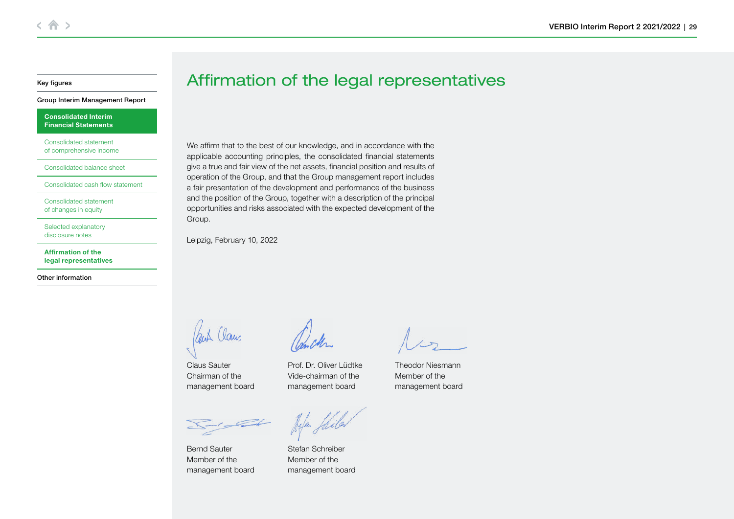# Affirmation of the legal representatives

We affirm that to the best of our knowledge, and in accordance with the applicable accounting principles, the consolidated financial statements give a true and fair view of the net assets, financial position and results of operation of the Group, and that the Group management report includes a fair presentation of the development and performance of the business and the position of the Group, together with a description of the principal opportunities and risks associated with the expected development of the Group.

Leipzig, February 10, 2022

Claus Sauter
Chairman of the management board

Prof. Dr. Oliver Lüdtke
Vide-chairman of the management board

Theodor Niesmann
Member of the management board

Bernd Sauter
Member of the management board

Stefan Schreiber
Member of the management board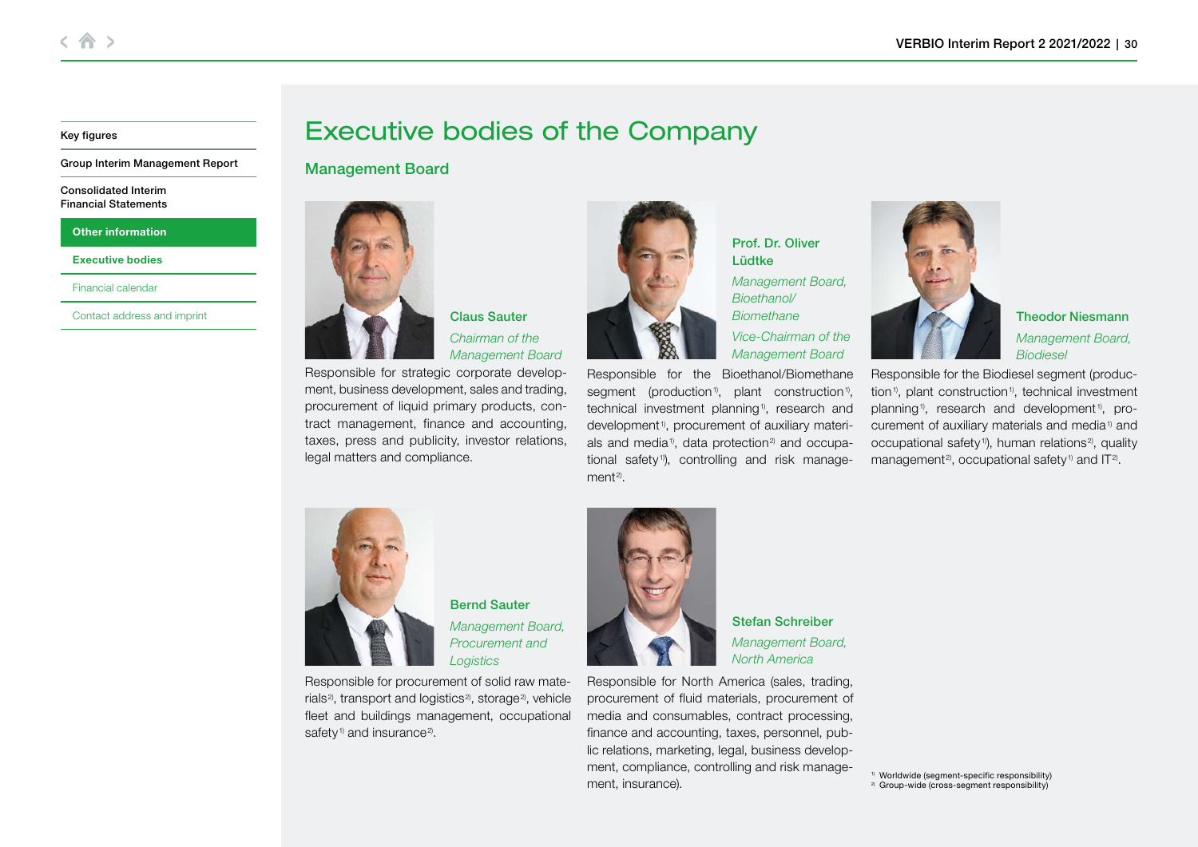# Executive bodies of the Company

## Management Board

**Claus Sauter**

*Chairman of the Management Board*

Responsible for strategic corporate development, business development, sales and trading, procurement of liquid primary products, contract management, finance and accounting, taxes, press and publicity, investor relations, legal matters and compliance.

**Prof. Dr. Oliver Lüdtke**

*Management Board, Bioethanol/ Biomethane*

*Vice-Chairman of the Management Board*

Responsible for the Bioethanol/Biomethane segment (production[1], plant construction[1], technical investment planning[1], research and development[1], procurement of auxiliary materials and media[1], data protection[2] and occupational safety[1]), controlling and risk management[2].

**Theodor Niesmann**

*Management Board, Biodiesel*

Responsible for the Biodiesel segment (production[1], plant construction[1], technical investment planning[1], research and development[1], procurement of auxiliary materials and media[1] and occupational safety[1]), human relations[2], quality management[2], occupational safety[1] and IT[2].

**Bernd Sauter**

*Management Board, Procurement and Logistics*

Responsible for procurement of solid raw materials[2], transport and logistics[2], storage[2], vehicle fleet and buildings management, occupational safety[1] and insurance[2].

**Stefan Schreiber**

*Management Board, North America*

Responsible for North America (sales, trading, procurement of fluid materials, procurement of media and consumables, contract processing, finance and accounting, taxes, personnel, public relations, marketing, legal, business development, compliance, controlling and risk management, insurance).

[1] Worldwide (segment-specific responsibility)
[2] Group-wide (cross-segment responsibility)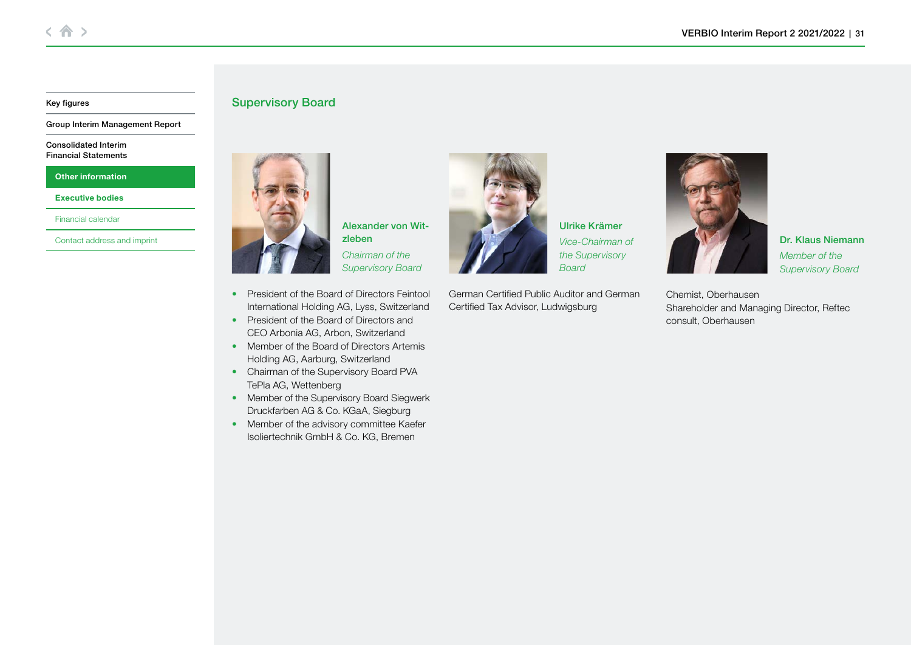## Supervisory Board

### Alexander von Witzleben

*Chairman of the Supervisory Board*

- President of the Board of Directors Feintool International Holding AG, Lyss, Switzerland
- President of the Board of Directors and CEO Arbonia AG, Arbon, Switzerland
- Member of the Board of Directors Artemis Holding AG, Aarburg, Switzerland
- Chairman of the Supervisory Board PVA TePla AG, Wettenberg
- Member of the Supervisory Board Siegwerk Druckfarben AG & Co. KGaA, Siegburg
- Member of the advisory committee Kaefer Isoliertechnik GmbH & Co. KG, Bremen

### Ulrike Krämer

*Vice-Chairman of the Supervisory Board*

German Certified Public Auditor and German Certified Tax Advisor, Ludwigsburg

### Dr. Klaus Niemann

*Member of the Supervisory Board*

Chemist, Oberhausen
Shareholder and Managing Director, Reftec consult, Oberhausen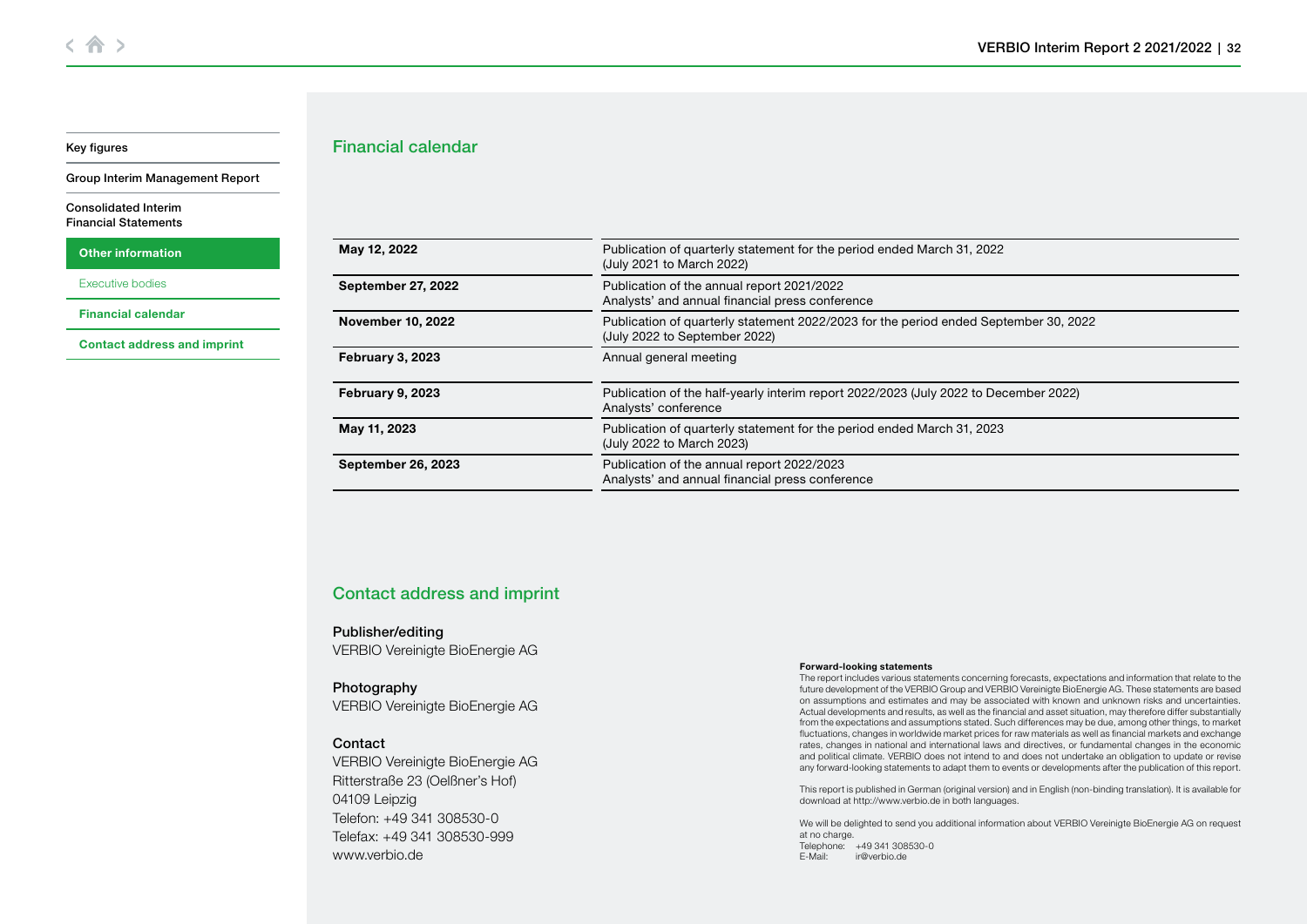## Financial calendar

| | |
|---|---|
| **May 12, 2022** | Publication of quarterly statement for the period ended March 31, 2022 (July 2021 to March 2022) |
| **September 27, 2022** | Publication of the annual report 2021/2022<br>Analysts' and annual financial press conference |
| **November 10, 2022** | Publication of quarterly statement 2022/2023 for the period ended September 30, 2022 (July 2022 to September 2022) |
| **February 3, 2023** | Annual general meeting |
| **February 9, 2023** | Publication of the half-yearly interim report 2022/2023 (July 2022 to December 2022)<br>Analysts' conference |
| **May 11, 2023** | Publication of quarterly statement for the period ended March 31, 2023 (July 2022 to March 2023) |
| **September 26, 2023** | Publication of the annual report 2022/2023<br>Analysts' and annual financial press conference |

## Contact address and imprint

**Publisher/editing**
VERBIO Vereinigte BioEnergie AG

**Photography**
VERBIO Vereinigte BioEnergie AG

**Contact**
VERBIO Vereinigte BioEnergie AG
Ritterstraße 23 (Oelßner's Hof)
04109 Leipzig
Telefon: +49 341 308530-0
Telefax: +49 341 308530-999
www.verbio.de

**Forward-looking statements**
The report includes various statements concerning forecasts, expectations and information that relate to the future development of the VERBIO Group and VERBIO Vereinigte BioEnergie AG. These statements are based on assumptions and estimates and may be associated with known and unknown risks and uncertainties. Actual developments and results, as well as the financial and asset situation, may therefore differ substantially from the expectations and assumptions stated. Such differences may be due, among other things, to market fluctuations, changes in worldwide market prices for raw materials as well as financial markets and exchange rates, changes in national and international laws and directives, or fundamental changes in the economic and political climate. VERBIO does not intend to and does not undertake an obligation to update or revise any forward-looking statements to adapt them to events or developments after the publication of this report.

This report is published in German (original version) and in English (non-binding translation). It is available for download at http://www.verbio.de in both languages.

We will be delighted to send you additional information about VERBIO Vereinigte BioEnergie AG on request at no charge.
Telephone: +49 341 308530-0
E-Mail: ir@verbio.de